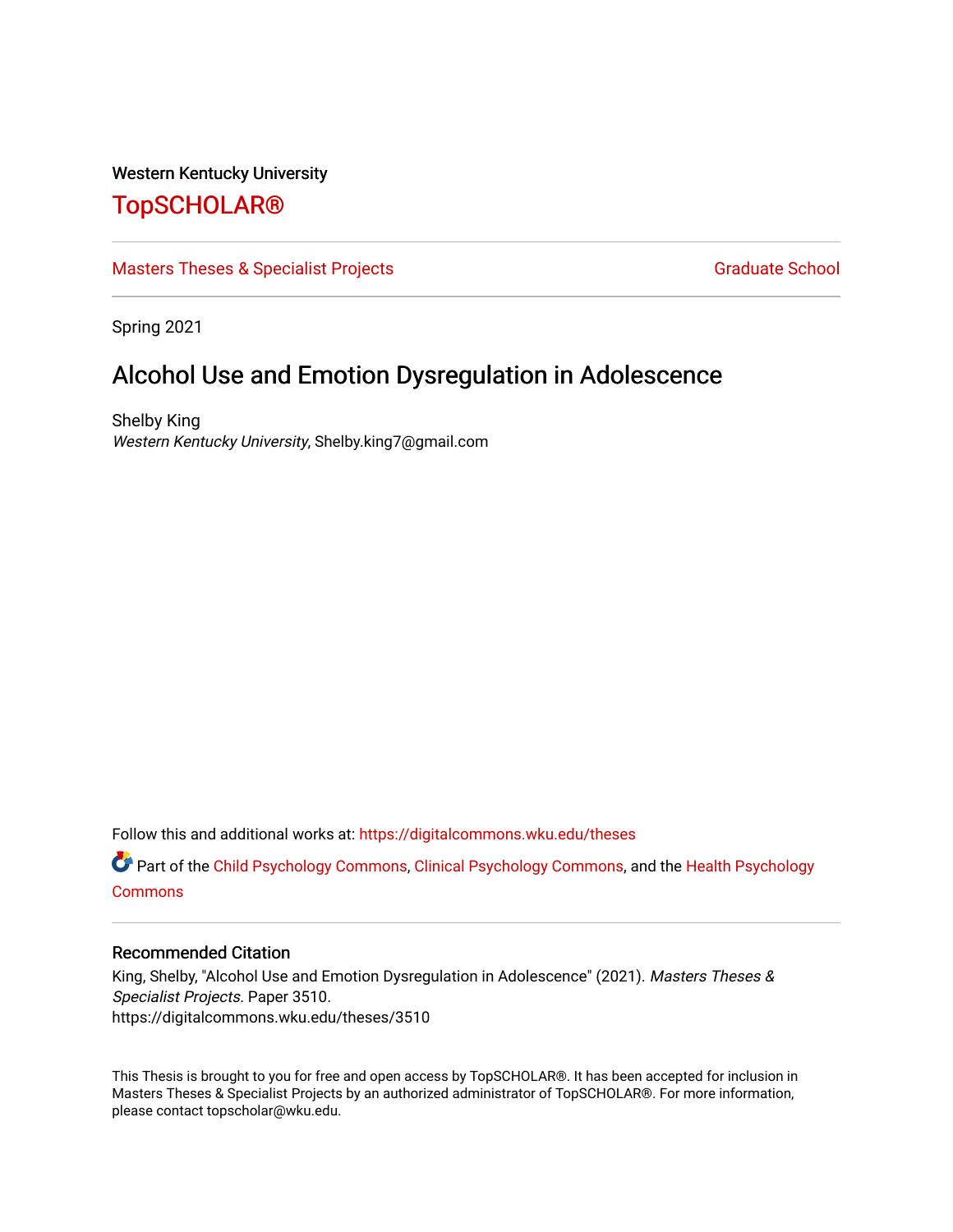Western Kentucky University

# TopSCHOLAR®

Masters Theses & Specialist Projects | Graduate School

Spring 2021

## Alcohol Use and Emotion Dysregulation in Adolescence

Shelby King
*Western Kentucky University*, Shelby.king7@gmail.com

Follow this and additional works at: https://digitalcommons.wku.edu/theses

Part of the Child Psychology Commons, Clinical Psychology Commons, and the Health Psychology Commons

### Recommended Citation

King, Shelby, "Alcohol Use and Emotion Dysregulation in Adolescence" (2021). *Masters Theses & Specialist Projects.* Paper 3510.
https://digitalcommons.wku.edu/theses/3510

This Thesis is brought to you for free and open access by TopSCHOLAR®. It has been accepted for inclusion in Masters Theses & Specialist Projects by an authorized administrator of TopSCHOLAR®. For more information, please contact topscholar@wku.edu.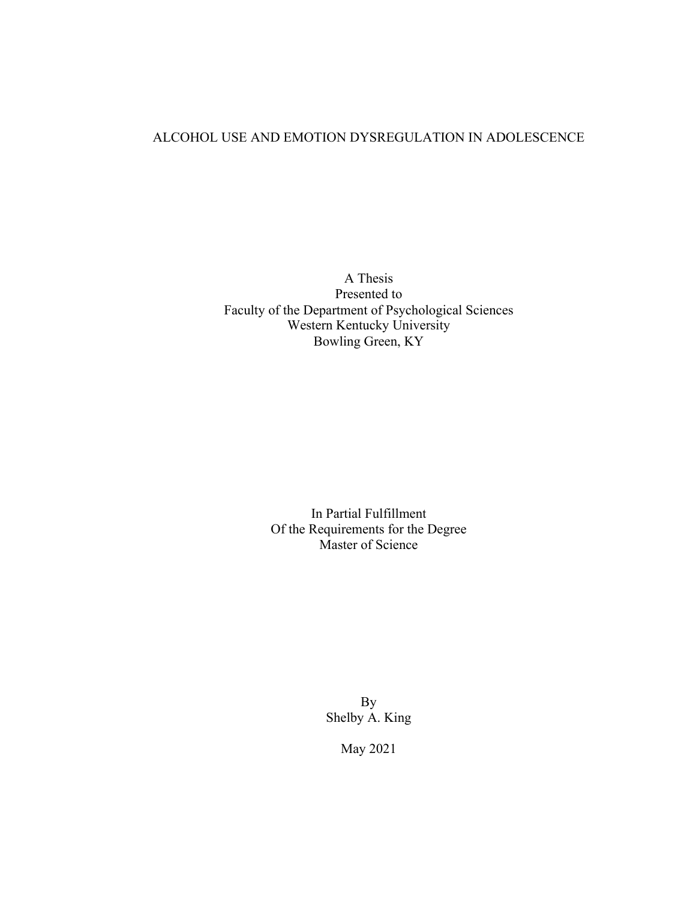# ALCOHOL USE AND EMOTION DYSREGULATION IN ADOLESCENCE

A Thesis
Presented to
Faculty of the Department of Psychological Sciences
Western Kentucky University
Bowling Green, KY

In Partial Fulfillment
Of the Requirements for the Degree
Master of Science

By
Shelby A. King

May 2021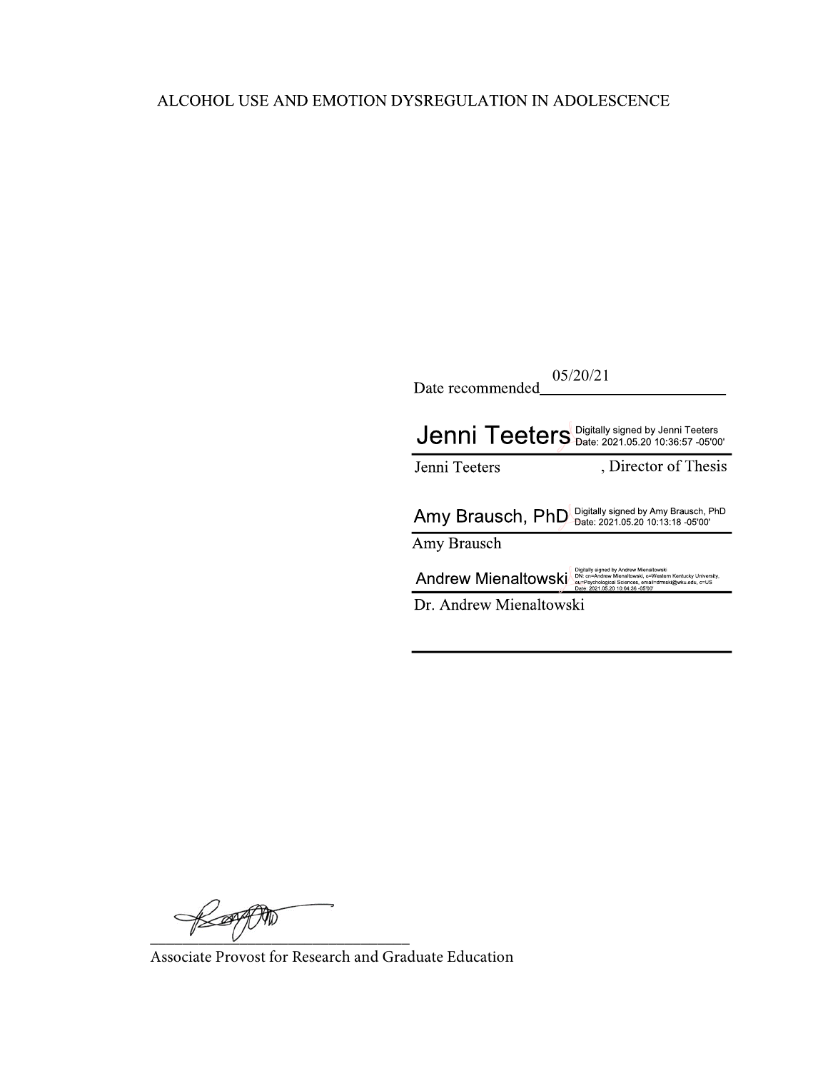ALCOHOL USE AND EMOTION DYSREGULATION IN ADOLESCENCE

Date recommended 05/20/21

Jenni Teeters Digitally signed by Jenni Teeters Date: 2021.05.20 10:36:57 -05'00'

Jenni Teeters, Director of Thesis

Amy Brausch, PhD Digitally signed by Amy Brausch, PhD Date: 2021.05.20 10:13:18 -05'00'

Amy Brausch

Andrew Mienaltowski Digitally signed by Andrew Mienaltowski DN: cn=Andrew Mienaltowski, o=Western Kentucky University, ou=Psychological Sciences, email=drmski@wku.edu, c=US Date: 2021.05.20 10:04:36 -05'00'

Dr. Andrew Mienaltowski

\_\_\_\_\_\_\_\_\_\_\_\_\_\_\_\_\_\_\_\_\_\_\_\_\_\_\_\_\_\_\_\_

Associate Provost for Research and Graduate Education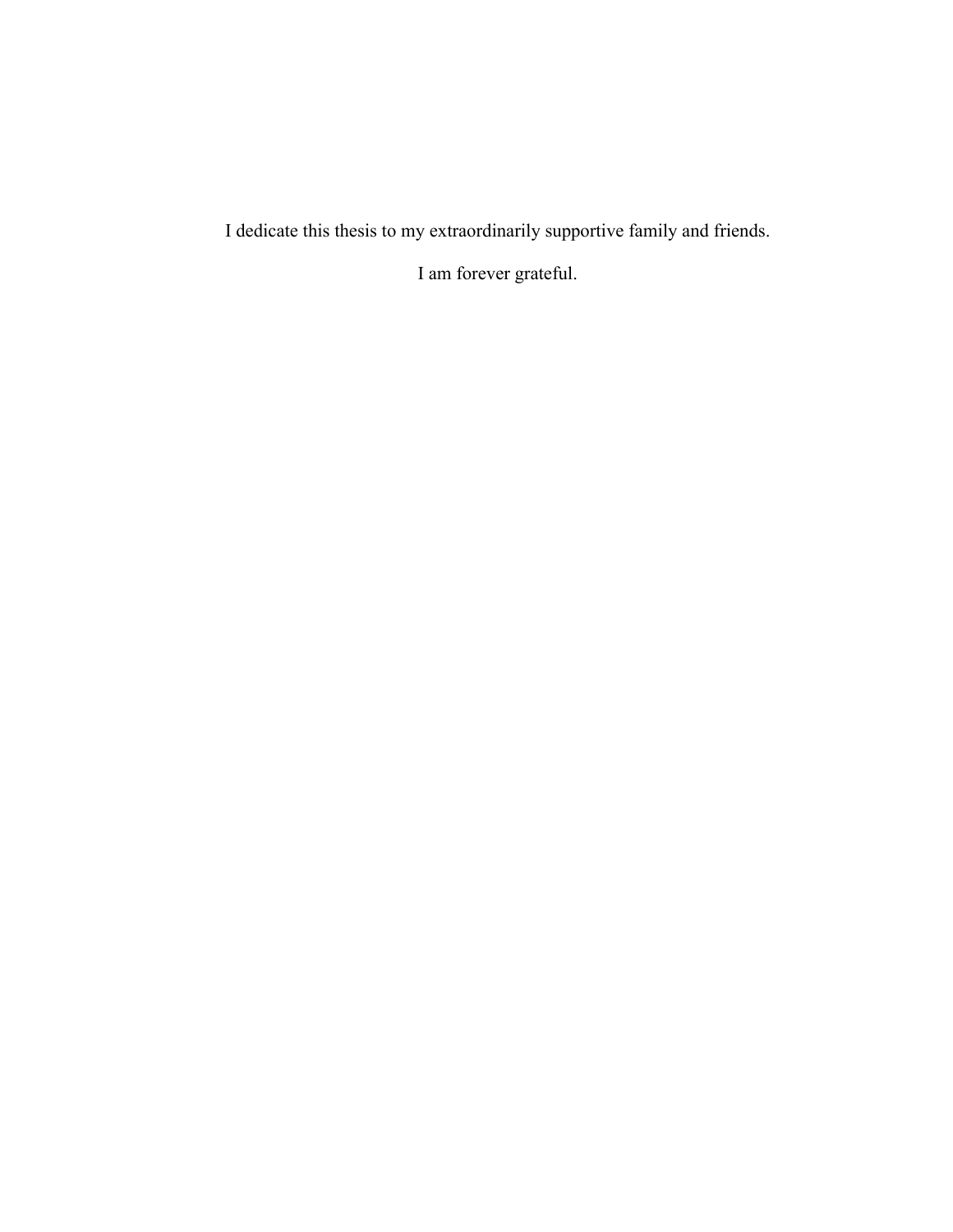I dedicate this thesis to my extraordinarily supportive family and friends.

I am forever grateful.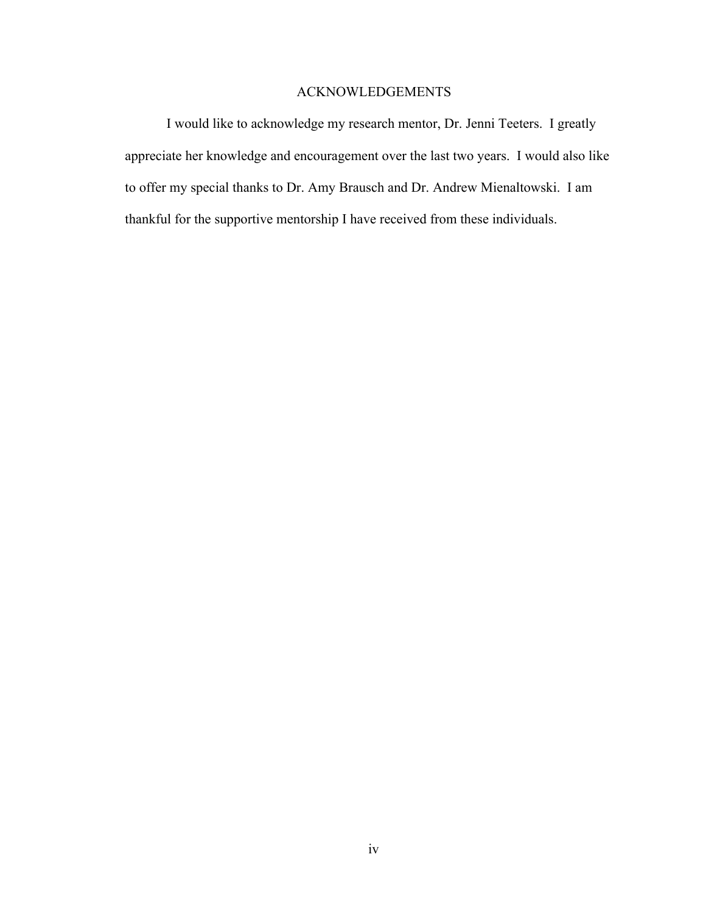# ACKNOWLEDGEMENTS

I would like to acknowledge my research mentor, Dr. Jenni Teeters. I greatly appreciate her knowledge and encouragement over the last two years. I would also like to offer my special thanks to Dr. Amy Brausch and Dr. Andrew Mienaltowski. I am thankful for the supportive mentorship I have received from these individuals.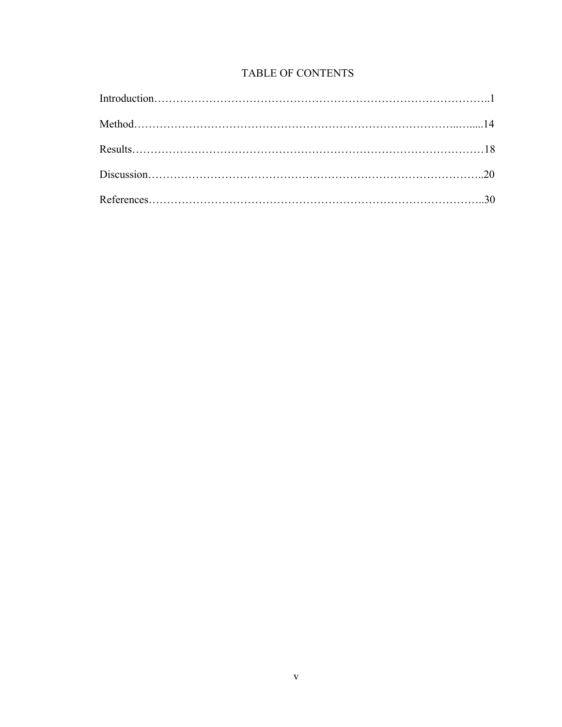# TABLE OF CONTENTS

Introduction……………………………………………………………………………..1

Method…………………………………………………………………………...….....14

Results…………………………………………………………………………………18

Discussion……………………………………………………………………………..20

References……………………………………………………………………………..30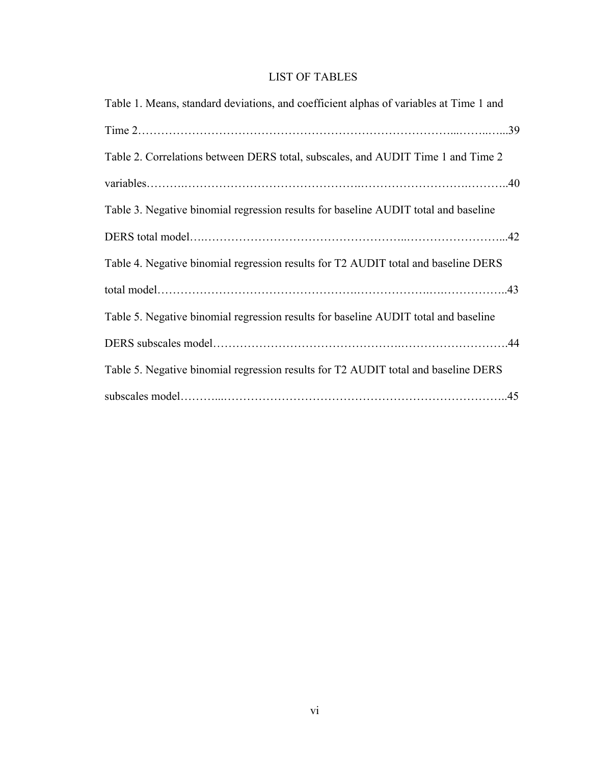# LIST OF TABLES

Table 1. Means, standard deviations, and coefficient alphas of variables at Time 1 and Time 2……………………………………………………………………………...……..…...39

Table 2. Correlations between DERS total, subscales, and AUDIT Time 1 and Time 2 variables……….……………………………………….……………………….……….40

Table 3. Negative binomial regression results for baseline AUDIT total and baseline DERS total model….…………………………………………..……………………...42

Table 4. Negative binomial regression results for T2 AUDIT total and baseline DERS total model………………………………………….……………….….……………..43

Table 5. Negative binomial regression results for baseline AUDIT total and baseline DERS subscales model……………………………………..……………………….44

Table 5. Negative binomial regression results for T2 AUDIT total and baseline DERS subscales model………...…………………………………………………………..45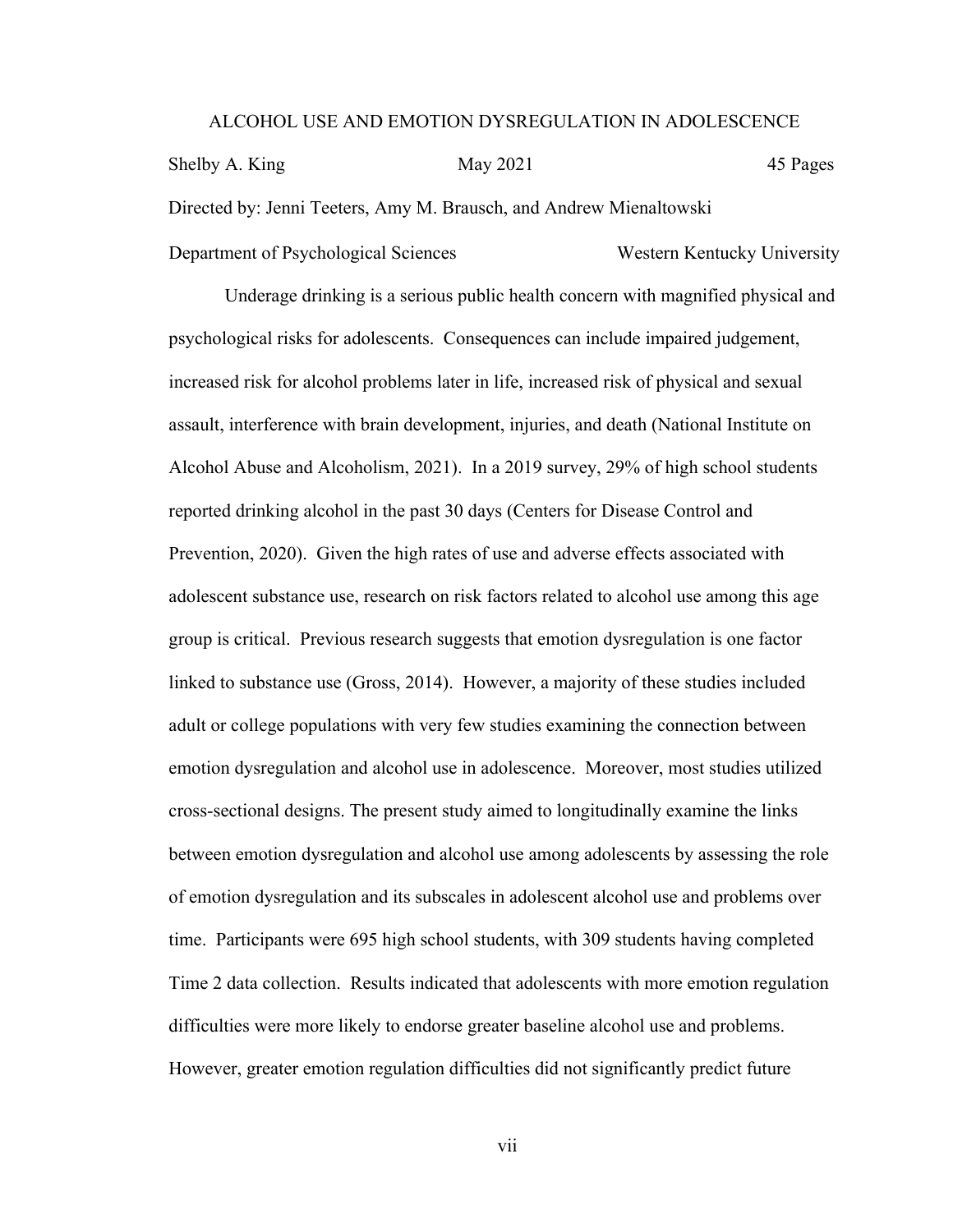ALCOHOL USE AND EMOTION DYSREGULATION IN ADOLESCENCE

Shelby A. King May 2021 45 Pages

Directed by: Jenni Teeters, Amy M. Brausch, and Andrew Mienaltowski

Department of Psychological Sciences Western Kentucky University

Underage drinking is a serious public health concern with magnified physical and psychological risks for adolescents. Consequences can include impaired judgement, increased risk for alcohol problems later in life, increased risk of physical and sexual assault, interference with brain development, injuries, and death (National Institute on Alcohol Abuse and Alcoholism, 2021). In a 2019 survey, 29% of high school students reported drinking alcohol in the past 30 days (Centers for Disease Control and Prevention, 2020). Given the high rates of use and adverse effects associated with adolescent substance use, research on risk factors related to alcohol use among this age group is critical. Previous research suggests that emotion dysregulation is one factor linked to substance use (Gross, 2014). However, a majority of these studies included adult or college populations with very few studies examining the connection between emotion dysregulation and alcohol use in adolescence. Moreover, most studies utilized cross-sectional designs. The present study aimed to longitudinally examine the links between emotion dysregulation and alcohol use among adolescents by assessing the role of emotion dysregulation and its subscales in adolescent alcohol use and problems over time. Participants were 695 high school students, with 309 students having completed Time 2 data collection. Results indicated that adolescents with more emotion regulation difficulties were more likely to endorse greater baseline alcohol use and problems. However, greater emotion regulation difficulties did not significantly predict future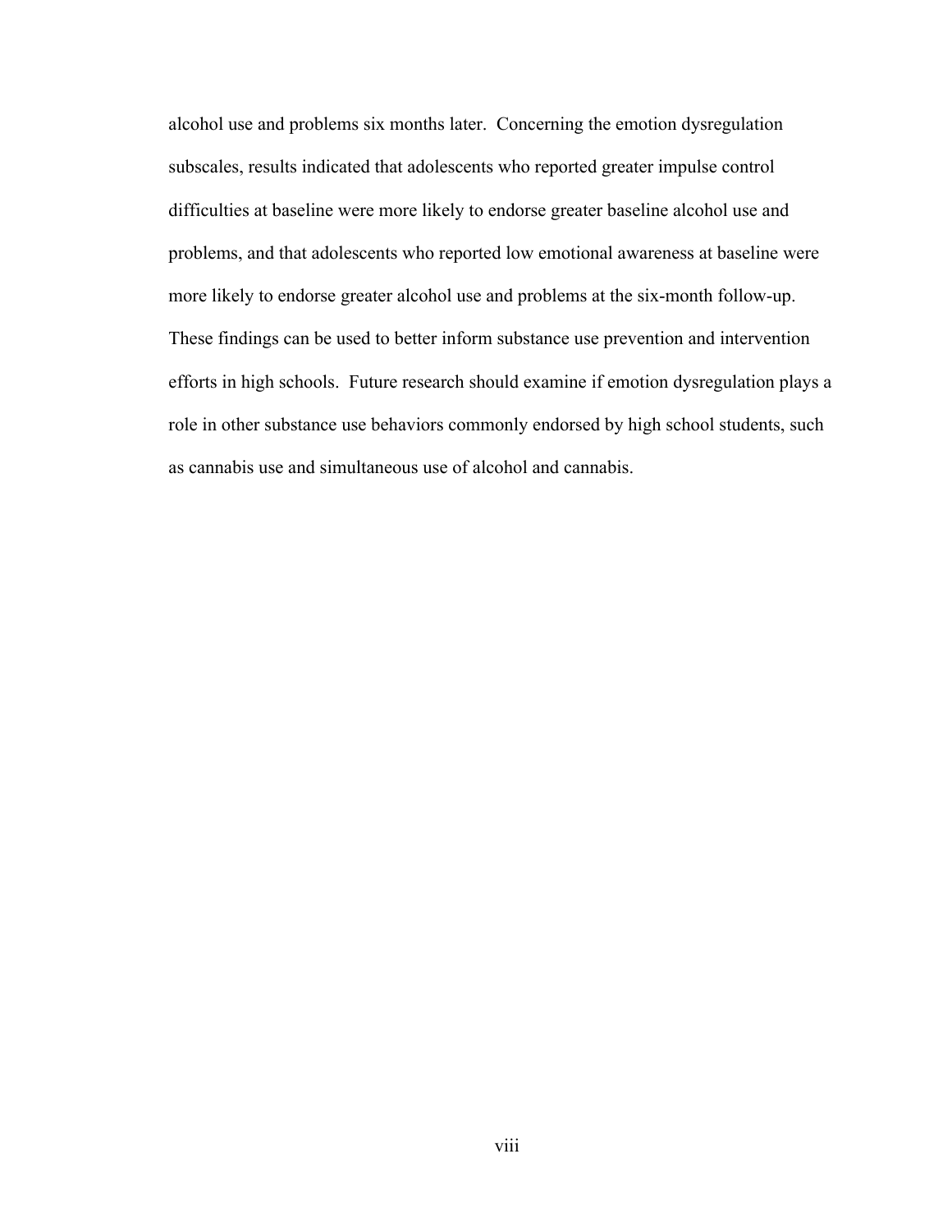alcohol use and problems six months later. Concerning the emotion dysregulation subscales, results indicated that adolescents who reported greater impulse control difficulties at baseline were more likely to endorse greater baseline alcohol use and problems, and that adolescents who reported low emotional awareness at baseline were more likely to endorse greater alcohol use and problems at the six-month follow-up. These findings can be used to better inform substance use prevention and intervention efforts in high schools. Future research should examine if emotion dysregulation plays a role in other substance use behaviors commonly endorsed by high school students, such as cannabis use and simultaneous use of alcohol and cannabis.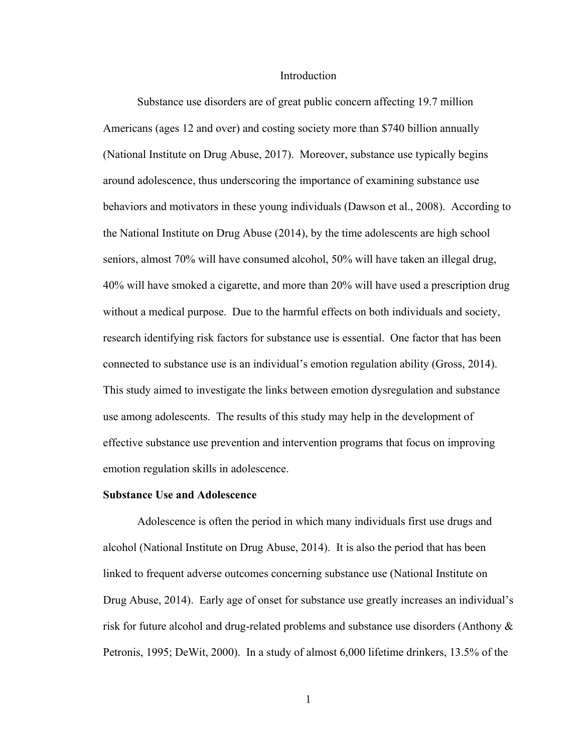# Introduction

Substance use disorders are of great public concern affecting 19.7 million Americans (ages 12 and over) and costing society more than $740 billion annually (National Institute on Drug Abuse, 2017). Moreover, substance use typically begins around adolescence, thus underscoring the importance of examining substance use behaviors and motivators in these young individuals (Dawson et al., 2008). According to the National Institute on Drug Abuse (2014), by the time adolescents are high school seniors, almost 70% will have consumed alcohol, 50% will have taken an illegal drug, 40% will have smoked a cigarette, and more than 20% will have used a prescription drug without a medical purpose. Due to the harmful effects on both individuals and society, research identifying risk factors for substance use is essential. One factor that has been connected to substance use is an individual's emotion regulation ability (Gross, 2014). This study aimed to investigate the links between emotion dysregulation and substance use among adolescents. The results of this study may help in the development of effective substance use prevention and intervention programs that focus on improving emotion regulation skills in adolescence.

## Substance Use and Adolescence

Adolescence is often the period in which many individuals first use drugs and alcohol (National Institute on Drug Abuse, 2014). It is also the period that has been linked to frequent adverse outcomes concerning substance use (National Institute on Drug Abuse, 2014). Early age of onset for substance use greatly increases an individual's risk for future alcohol and drug-related problems and substance use disorders (Anthony & Petronis, 1995; DeWit, 2000). In a study of almost 6,000 lifetime drinkers, 13.5% of the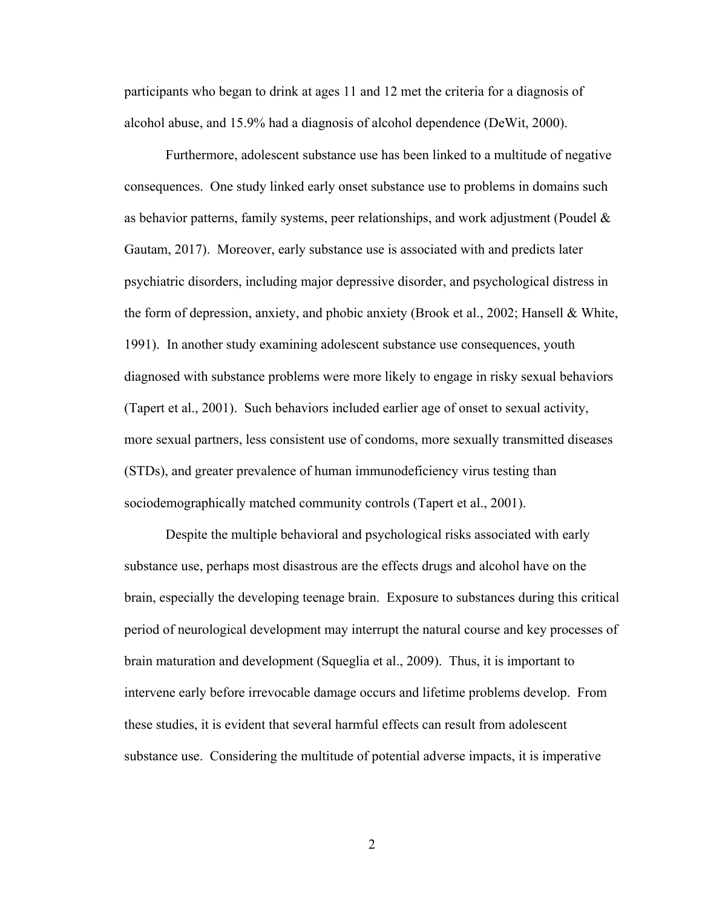participants who began to drink at ages 11 and 12 met the criteria for a diagnosis of alcohol abuse, and 15.9% had a diagnosis of alcohol dependence (DeWit, 2000).

Furthermore, adolescent substance use has been linked to a multitude of negative consequences. One study linked early onset substance use to problems in domains such as behavior patterns, family systems, peer relationships, and work adjustment (Poudel & Gautam, 2017). Moreover, early substance use is associated with and predicts later psychiatric disorders, including major depressive disorder, and psychological distress in the form of depression, anxiety, and phobic anxiety (Brook et al., 2002; Hansell & White, 1991). In another study examining adolescent substance use consequences, youth diagnosed with substance problems were more likely to engage in risky sexual behaviors (Tapert et al., 2001). Such behaviors included earlier age of onset to sexual activity, more sexual partners, less consistent use of condoms, more sexually transmitted diseases (STDs), and greater prevalence of human immunodeficiency virus testing than sociodemographically matched community controls (Tapert et al., 2001).

Despite the multiple behavioral and psychological risks associated with early substance use, perhaps most disastrous are the effects drugs and alcohol have on the brain, especially the developing teenage brain. Exposure to substances during this critical period of neurological development may interrupt the natural course and key processes of brain maturation and development (Squeglia et al., 2009). Thus, it is important to intervene early before irrevocable damage occurs and lifetime problems develop. From these studies, it is evident that several harmful effects can result from adolescent substance use. Considering the multitude of potential adverse impacts, it is imperative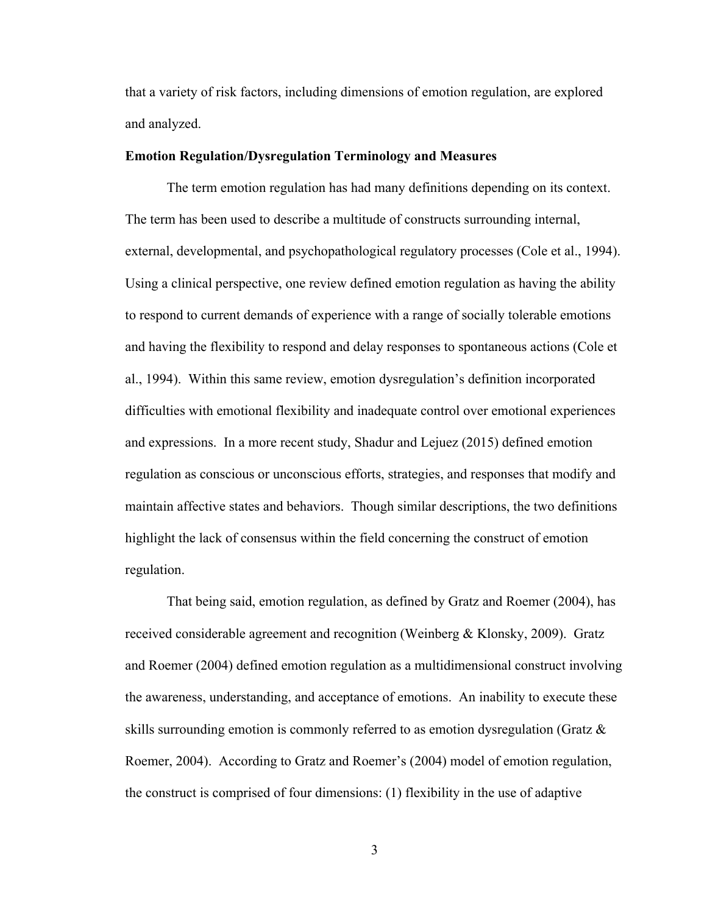that a variety of risk factors, including dimensions of emotion regulation, are explored and analyzed.

**Emotion Regulation/Dysregulation Terminology and Measures**

The term emotion regulation has had many definitions depending on its context. The term has been used to describe a multitude of constructs surrounding internal, external, developmental, and psychopathological regulatory processes (Cole et al., 1994). Using a clinical perspective, one review defined emotion regulation as having the ability to respond to current demands of experience with a range of socially tolerable emotions and having the flexibility to respond and delay responses to spontaneous actions (Cole et al., 1994). Within this same review, emotion dysregulation's definition incorporated difficulties with emotional flexibility and inadequate control over emotional experiences and expressions. In a more recent study, Shadur and Lejuez (2015) defined emotion regulation as conscious or unconscious efforts, strategies, and responses that modify and maintain affective states and behaviors. Though similar descriptions, the two definitions highlight the lack of consensus within the field concerning the construct of emotion regulation.

That being said, emotion regulation, as defined by Gratz and Roemer (2004), has received considerable agreement and recognition (Weinberg & Klonsky, 2009). Gratz and Roemer (2004) defined emotion regulation as a multidimensional construct involving the awareness, understanding, and acceptance of emotions. An inability to execute these skills surrounding emotion is commonly referred to as emotion dysregulation (Gratz & Roemer, 2004). According to Gratz and Roemer's (2004) model of emotion regulation, the construct is comprised of four dimensions: (1) flexibility in the use of adaptive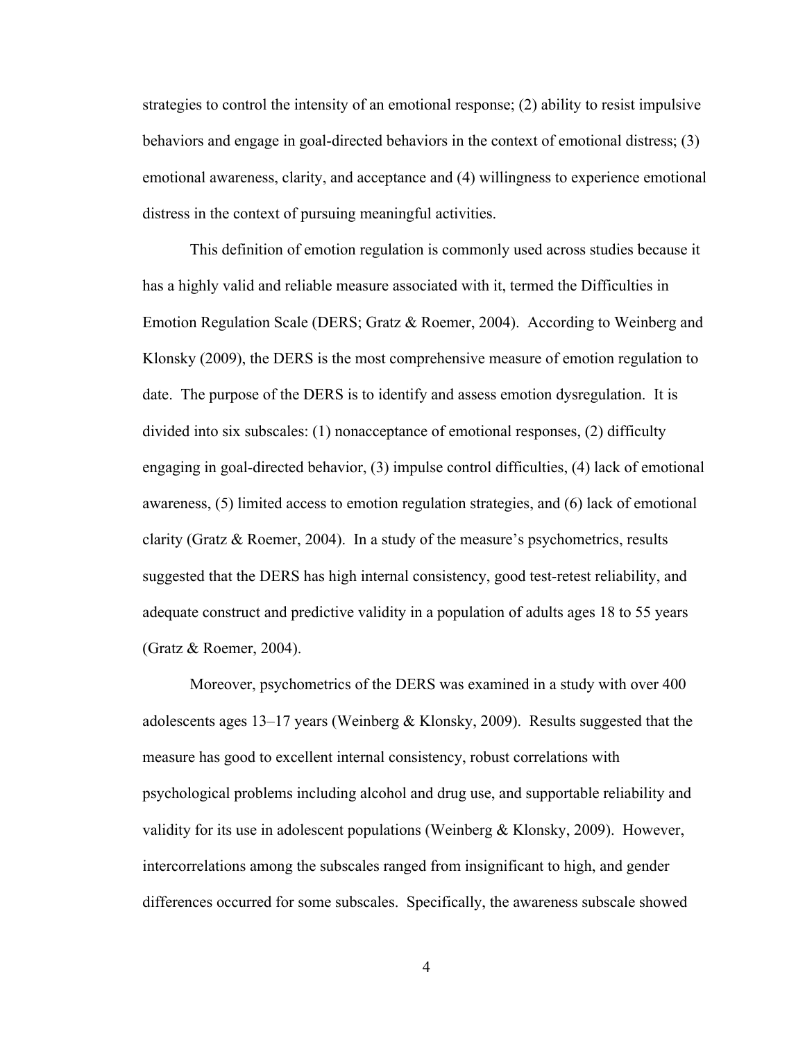strategies to control the intensity of an emotional response; (2) ability to resist impulsive behaviors and engage in goal-directed behaviors in the context of emotional distress; (3) emotional awareness, clarity, and acceptance and (4) willingness to experience emotional distress in the context of pursuing meaningful activities.

This definition of emotion regulation is commonly used across studies because it has a highly valid and reliable measure associated with it, termed the Difficulties in Emotion Regulation Scale (DERS; Gratz & Roemer, 2004). According to Weinberg and Klonsky (2009), the DERS is the most comprehensive measure of emotion regulation to date. The purpose of the DERS is to identify and assess emotion dysregulation. It is divided into six subscales: (1) nonacceptance of emotional responses, (2) difficulty engaging in goal-directed behavior, (3) impulse control difficulties, (4) lack of emotional awareness, (5) limited access to emotion regulation strategies, and (6) lack of emotional clarity (Gratz & Roemer, 2004). In a study of the measure's psychometrics, results suggested that the DERS has high internal consistency, good test-retest reliability, and adequate construct and predictive validity in a population of adults ages 18 to 55 years (Gratz & Roemer, 2004).

Moreover, psychometrics of the DERS was examined in a study with over 400 adolescents ages 13–17 years (Weinberg & Klonsky, 2009). Results suggested that the measure has good to excellent internal consistency, robust correlations with psychological problems including alcohol and drug use, and supportable reliability and validity for its use in adolescent populations (Weinberg & Klonsky, 2009). However, intercorrelations among the subscales ranged from insignificant to high, and gender differences occurred for some subscales. Specifically, the awareness subscale showed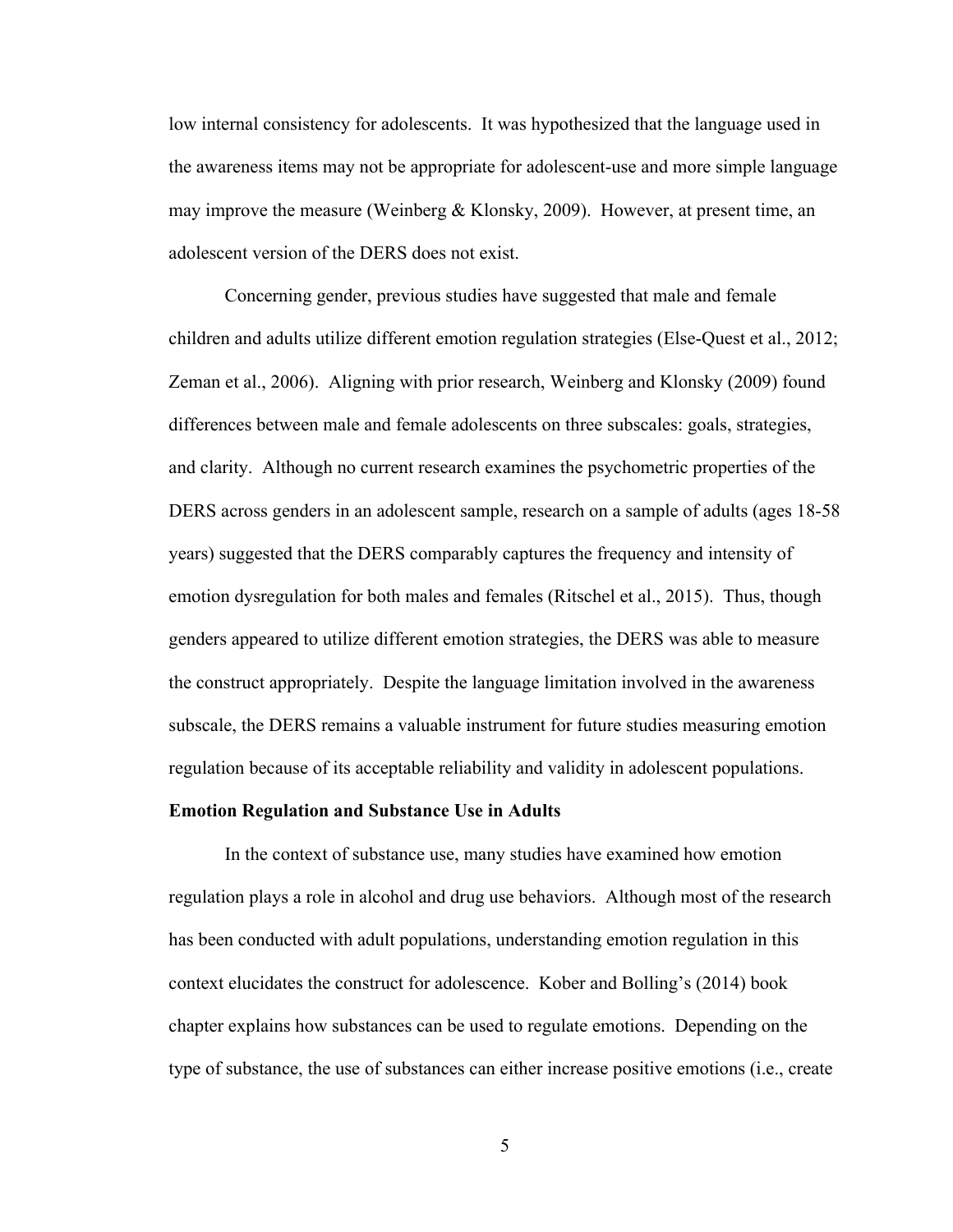low internal consistency for adolescents. It was hypothesized that the language used in the awareness items may not be appropriate for adolescent-use and more simple language may improve the measure (Weinberg & Klonsky, 2009). However, at present time, an adolescent version of the DERS does not exist.

Concerning gender, previous studies have suggested that male and female children and adults utilize different emotion regulation strategies (Else-Quest et al., 2012; Zeman et al., 2006). Aligning with prior research, Weinberg and Klonsky (2009) found differences between male and female adolescents on three subscales: goals, strategies, and clarity. Although no current research examines the psychometric properties of the DERS across genders in an adolescent sample, research on a sample of adults (ages 18-58 years) suggested that the DERS comparably captures the frequency and intensity of emotion dysregulation for both males and females (Ritschel et al., 2015). Thus, though genders appeared to utilize different emotion strategies, the DERS was able to measure the construct appropriately. Despite the language limitation involved in the awareness subscale, the DERS remains a valuable instrument for future studies measuring emotion regulation because of its acceptable reliability and validity in adolescent populations.

**Emotion Regulation and Substance Use in Adults**

In the context of substance use, many studies have examined how emotion regulation plays a role in alcohol and drug use behaviors. Although most of the research has been conducted with adult populations, understanding emotion regulation in this context elucidates the construct for adolescence. Kober and Bolling's (2014) book chapter explains how substances can be used to regulate emotions. Depending on the type of substance, the use of substances can either increase positive emotions (i.e., create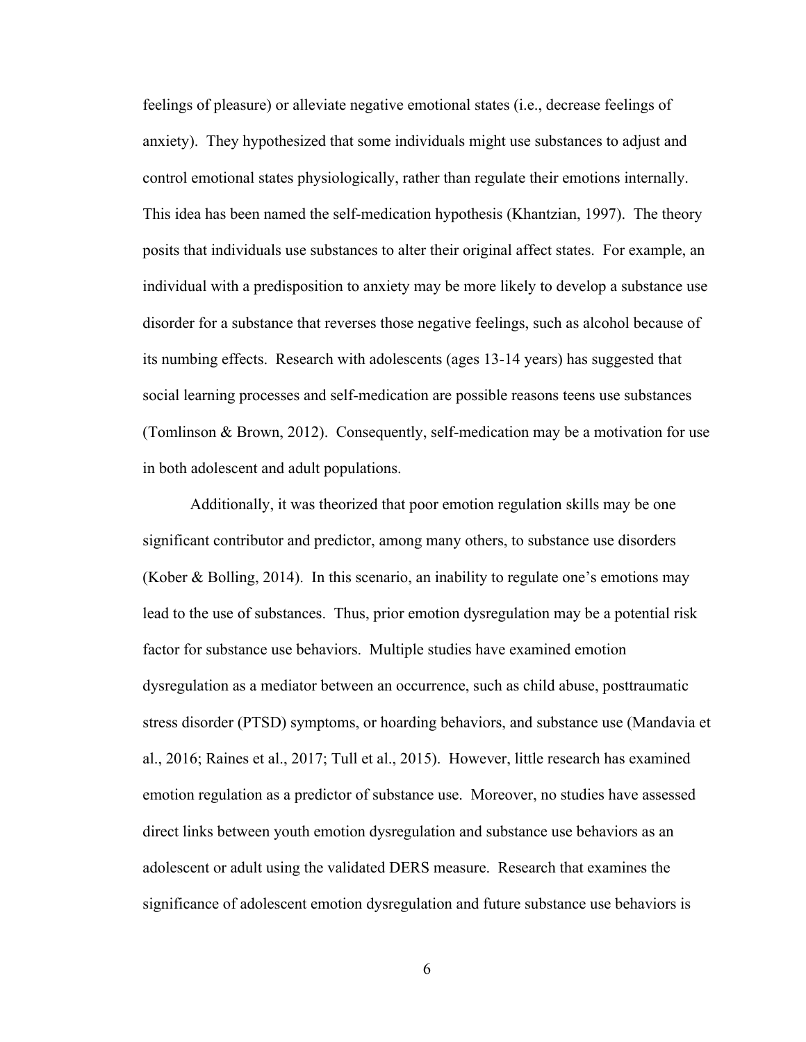feelings of pleasure) or alleviate negative emotional states (i.e., decrease feelings of anxiety). They hypothesized that some individuals might use substances to adjust and control emotional states physiologically, rather than regulate their emotions internally. This idea has been named the self-medication hypothesis (Khantzian, 1997). The theory posits that individuals use substances to alter their original affect states. For example, an individual with a predisposition to anxiety may be more likely to develop a substance use disorder for a substance that reverses those negative feelings, such as alcohol because of its numbing effects. Research with adolescents (ages 13-14 years) has suggested that social learning processes and self-medication are possible reasons teens use substances (Tomlinson & Brown, 2012). Consequently, self-medication may be a motivation for use in both adolescent and adult populations.

Additionally, it was theorized that poor emotion regulation skills may be one significant contributor and predictor, among many others, to substance use disorders (Kober & Bolling, 2014). In this scenario, an inability to regulate one's emotions may lead to the use of substances. Thus, prior emotion dysregulation may be a potential risk factor for substance use behaviors. Multiple studies have examined emotion dysregulation as a mediator between an occurrence, such as child abuse, posttraumatic stress disorder (PTSD) symptoms, or hoarding behaviors, and substance use (Mandavia et al., 2016; Raines et al., 2017; Tull et al., 2015). However, little research has examined emotion regulation as a predictor of substance use. Moreover, no studies have assessed direct links between youth emotion dysregulation and substance use behaviors as an adolescent or adult using the validated DERS measure. Research that examines the significance of adolescent emotion dysregulation and future substance use behaviors is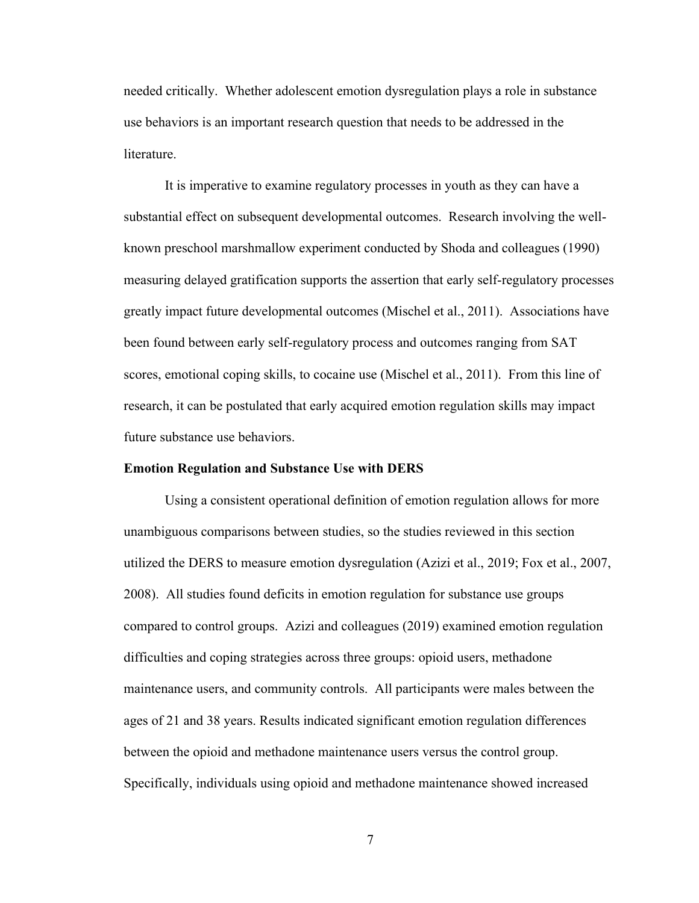needed critically. Whether adolescent emotion dysregulation plays a role in substance use behaviors is an important research question that needs to be addressed in the literature.

It is imperative to examine regulatory processes in youth as they can have a substantial effect on subsequent developmental outcomes. Research involving the well-known preschool marshmallow experiment conducted by Shoda and colleagues (1990) measuring delayed gratification supports the assertion that early self-regulatory processes greatly impact future developmental outcomes (Mischel et al., 2011). Associations have been found between early self-regulatory process and outcomes ranging from SAT scores, emotional coping skills, to cocaine use (Mischel et al., 2011). From this line of research, it can be postulated that early acquired emotion regulation skills may impact future substance use behaviors.

**Emotion Regulation and Substance Use with DERS**

Using a consistent operational definition of emotion regulation allows for more unambiguous comparisons between studies, so the studies reviewed in this section utilized the DERS to measure emotion dysregulation (Azizi et al., 2019; Fox et al., 2007, 2008). All studies found deficits in emotion regulation for substance use groups compared to control groups. Azizi and colleagues (2019) examined emotion regulation difficulties and coping strategies across three groups: opioid users, methadone maintenance users, and community controls. All participants were males between the ages of 21 and 38 years. Results indicated significant emotion regulation differences between the opioid and methadone maintenance users versus the control group. Specifically, individuals using opioid and methadone maintenance showed increased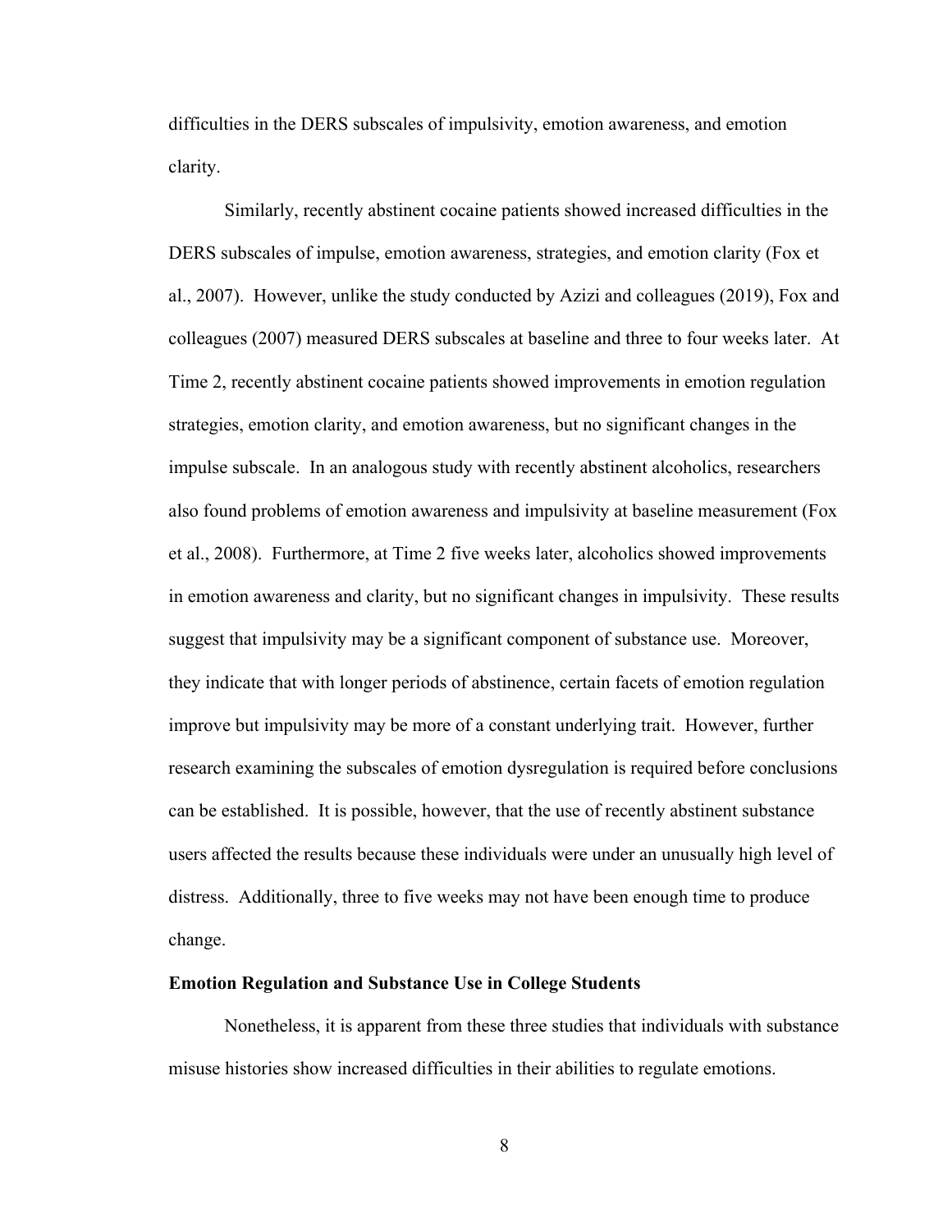difficulties in the DERS subscales of impulsivity, emotion awareness, and emotion clarity.

Similarly, recently abstinent cocaine patients showed increased difficulties in the DERS subscales of impulse, emotion awareness, strategies, and emotion clarity (Fox et al., 2007). However, unlike the study conducted by Azizi and colleagues (2019), Fox and colleagues (2007) measured DERS subscales at baseline and three to four weeks later. At Time 2, recently abstinent cocaine patients showed improvements in emotion regulation strategies, emotion clarity, and emotion awareness, but no significant changes in the impulse subscale. In an analogous study with recently abstinent alcoholics, researchers also found problems of emotion awareness and impulsivity at baseline measurement (Fox et al., 2008). Furthermore, at Time 2 five weeks later, alcoholics showed improvements in emotion awareness and clarity, but no significant changes in impulsivity. These results suggest that impulsivity may be a significant component of substance use. Moreover, they indicate that with longer periods of abstinence, certain facets of emotion regulation improve but impulsivity may be more of a constant underlying trait. However, further research examining the subscales of emotion dysregulation is required before conclusions can be established. It is possible, however, that the use of recently abstinent substance users affected the results because these individuals were under an unusually high level of distress. Additionally, three to five weeks may not have been enough time to produce change.

## Emotion Regulation and Substance Use in College Students

Nonetheless, it is apparent from these three studies that individuals with substance misuse histories show increased difficulties in their abilities to regulate emotions.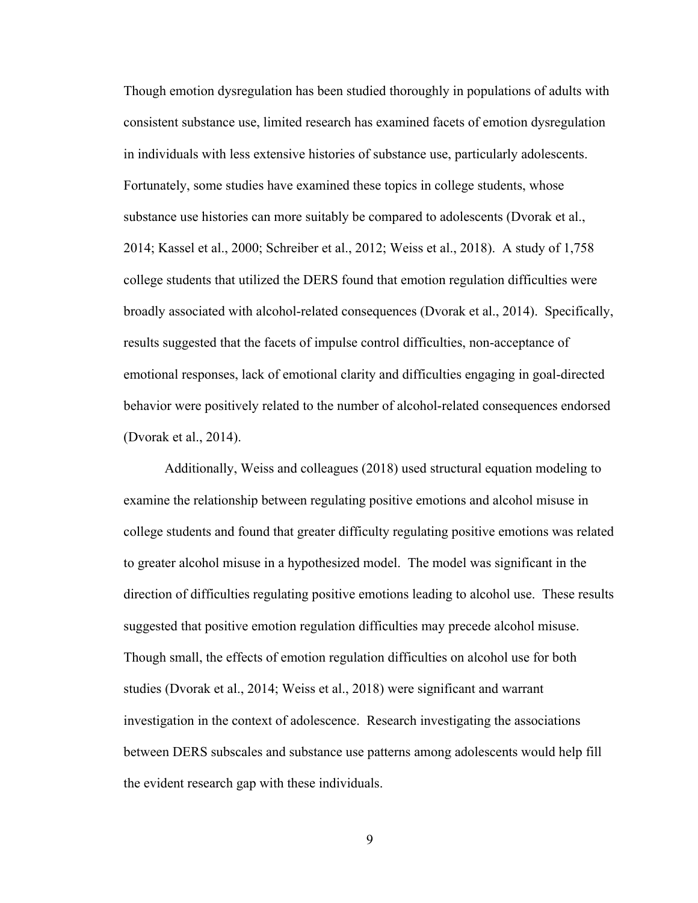Though emotion dysregulation has been studied thoroughly in populations of adults with consistent substance use, limited research has examined facets of emotion dysregulation in individuals with less extensive histories of substance use, particularly adolescents. Fortunately, some studies have examined these topics in college students, whose substance use histories can more suitably be compared to adolescents (Dvorak et al., 2014; Kassel et al., 2000; Schreiber et al., 2012; Weiss et al., 2018). A study of 1,758 college students that utilized the DERS found that emotion regulation difficulties were broadly associated with alcohol-related consequences (Dvorak et al., 2014). Specifically, results suggested that the facets of impulse control difficulties, non-acceptance of emotional responses, lack of emotional clarity and difficulties engaging in goal-directed behavior were positively related to the number of alcohol-related consequences endorsed (Dvorak et al., 2014).

Additionally, Weiss and colleagues (2018) used structural equation modeling to examine the relationship between regulating positive emotions and alcohol misuse in college students and found that greater difficulty regulating positive emotions was related to greater alcohol misuse in a hypothesized model. The model was significant in the direction of difficulties regulating positive emotions leading to alcohol use. These results suggested that positive emotion regulation difficulties may precede alcohol misuse. Though small, the effects of emotion regulation difficulties on alcohol use for both studies (Dvorak et al., 2014; Weiss et al., 2018) were significant and warrant investigation in the context of adolescence. Research investigating the associations between DERS subscales and substance use patterns among adolescents would help fill the evident research gap with these individuals.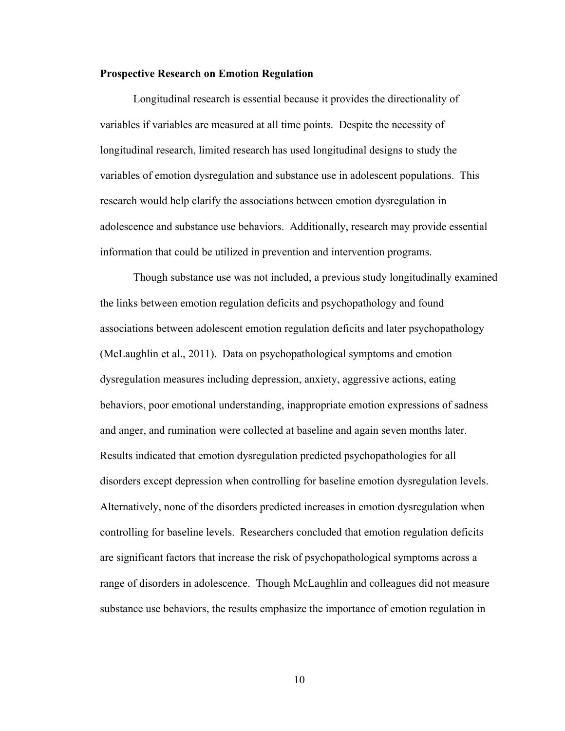**Prospective Research on Emotion Regulation**

Longitudinal research is essential because it provides the directionality of variables if variables are measured at all time points. Despite the necessity of longitudinal research, limited research has used longitudinal designs to study the variables of emotion dysregulation and substance use in adolescent populations. This research would help clarify the associations between emotion dysregulation in adolescence and substance use behaviors. Additionally, research may provide essential information that could be utilized in prevention and intervention programs.

Though substance use was not included, a previous study longitudinally examined the links between emotion regulation deficits and psychopathology and found associations between adolescent emotion regulation deficits and later psychopathology (McLaughlin et al., 2011). Data on psychopathological symptoms and emotion dysregulation measures including depression, anxiety, aggressive actions, eating behaviors, poor emotional understanding, inappropriate emotion expressions of sadness and anger, and rumination were collected at baseline and again seven months later. Results indicated that emotion dysregulation predicted psychopathologies for all disorders except depression when controlling for baseline emotion dysregulation levels. Alternatively, none of the disorders predicted increases in emotion dysregulation when controlling for baseline levels. Researchers concluded that emotion regulation deficits are significant factors that increase the risk of psychopathological symptoms across a range of disorders in adolescence. Though McLaughlin and colleagues did not measure substance use behaviors, the results emphasize the importance of emotion regulation in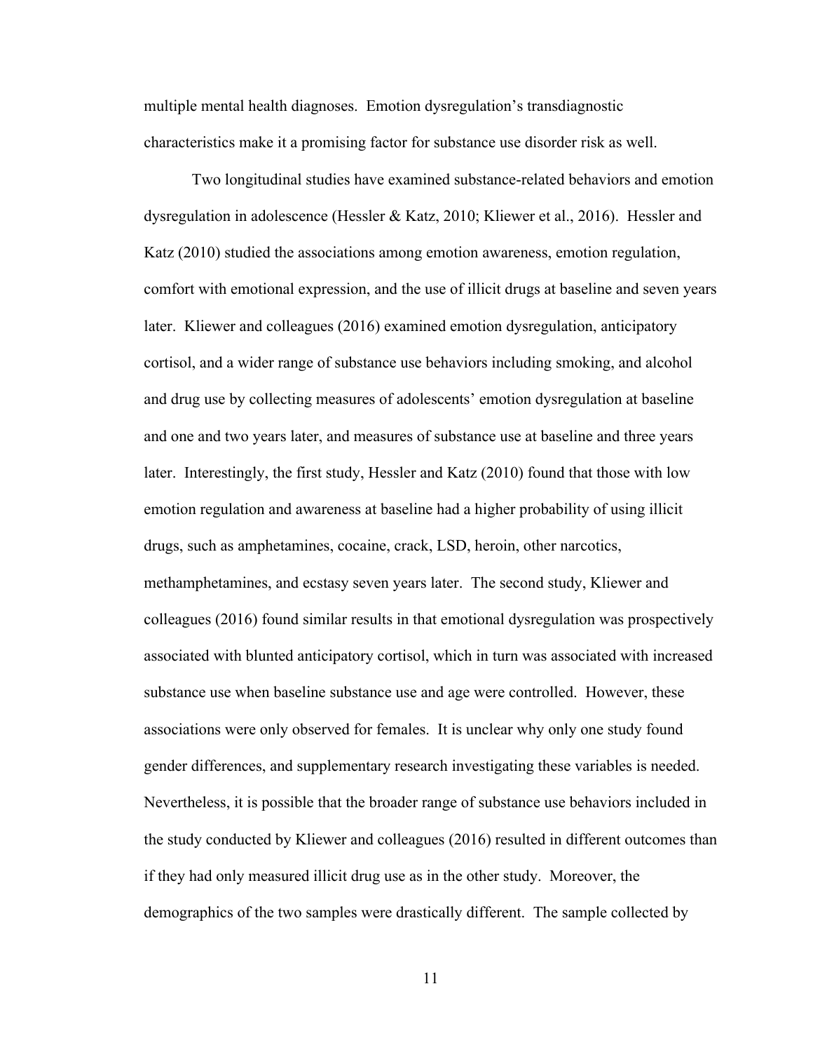multiple mental health diagnoses. Emotion dysregulation's transdiagnostic characteristics make it a promising factor for substance use disorder risk as well.

Two longitudinal studies have examined substance-related behaviors and emotion dysregulation in adolescence (Hessler & Katz, 2010; Kliewer et al., 2016). Hessler and Katz (2010) studied the associations among emotion awareness, emotion regulation, comfort with emotional expression, and the use of illicit drugs at baseline and seven years later. Kliewer and colleagues (2016) examined emotion dysregulation, anticipatory cortisol, and a wider range of substance use behaviors including smoking, and alcohol and drug use by collecting measures of adolescents' emotion dysregulation at baseline and one and two years later, and measures of substance use at baseline and three years later. Interestingly, the first study, Hessler and Katz (2010) found that those with low emotion regulation and awareness at baseline had a higher probability of using illicit drugs, such as amphetamines, cocaine, crack, LSD, heroin, other narcotics, methamphetamines, and ecstasy seven years later. The second study, Kliewer and colleagues (2016) found similar results in that emotional dysregulation was prospectively associated with blunted anticipatory cortisol, which in turn was associated with increased substance use when baseline substance use and age were controlled. However, these associations were only observed for females. It is unclear why only one study found gender differences, and supplementary research investigating these variables is needed. Nevertheless, it is possible that the broader range of substance use behaviors included in the study conducted by Kliewer and colleagues (2016) resulted in different outcomes than if they had only measured illicit drug use as in the other study. Moreover, the demographics of the two samples were drastically different. The sample collected by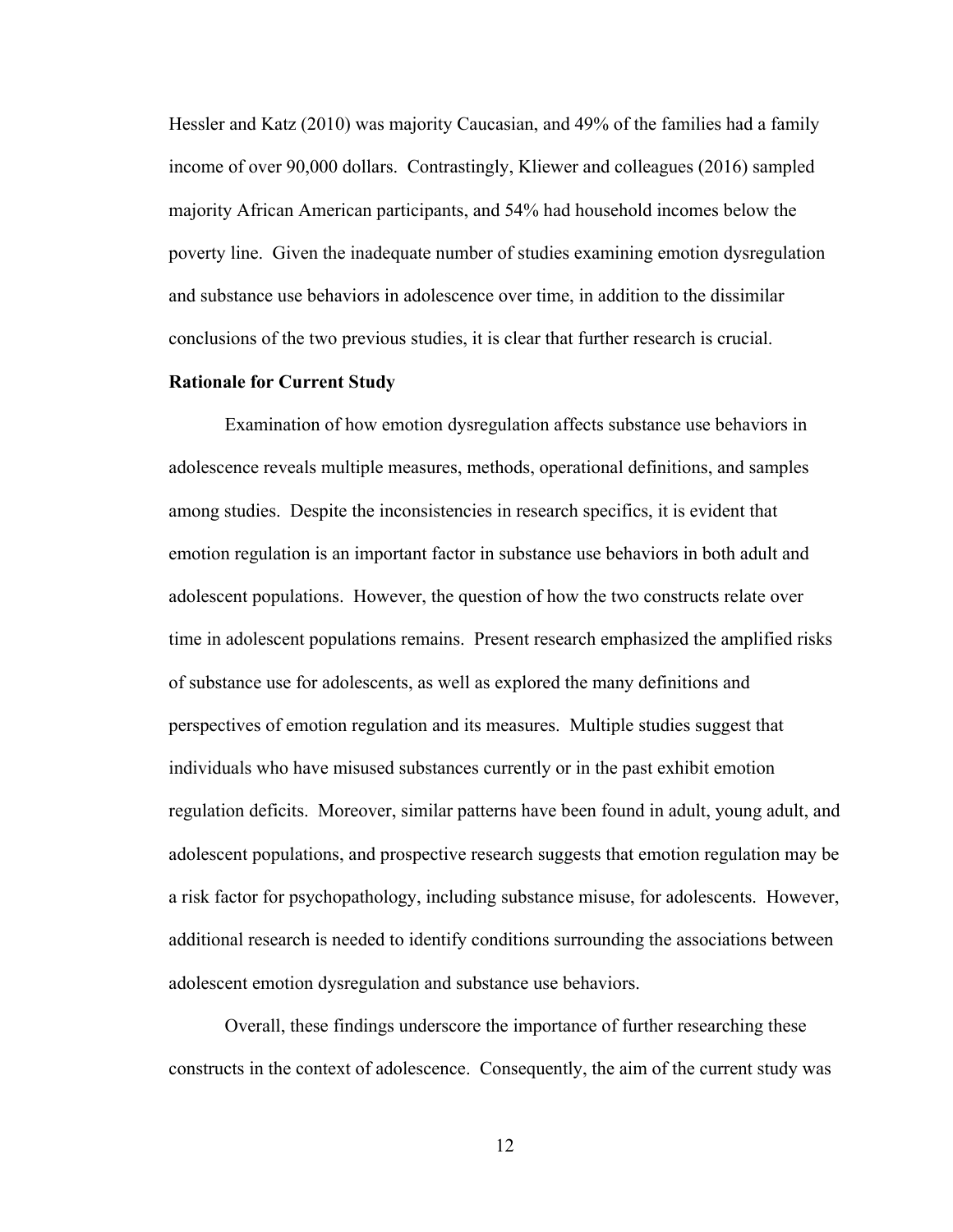Hessler and Katz (2010) was majority Caucasian, and 49% of the families had a family income of over 90,000 dollars. Contrastingly, Kliewer and colleagues (2016) sampled majority African American participants, and 54% had household incomes below the poverty line. Given the inadequate number of studies examining emotion dysregulation and substance use behaviors in adolescence over time, in addition to the dissimilar conclusions of the two previous studies, it is clear that further research is crucial.

### Rationale for Current Study

Examination of how emotion dysregulation affects substance use behaviors in adolescence reveals multiple measures, methods, operational definitions, and samples among studies. Despite the inconsistencies in research specifics, it is evident that emotion regulation is an important factor in substance use behaviors in both adult and adolescent populations. However, the question of how the two constructs relate over time in adolescent populations remains. Present research emphasized the amplified risks of substance use for adolescents, as well as explored the many definitions and perspectives of emotion regulation and its measures. Multiple studies suggest that individuals who have misused substances currently or in the past exhibit emotion regulation deficits. Moreover, similar patterns have been found in adult, young adult, and adolescent populations, and prospective research suggests that emotion regulation may be a risk factor for psychopathology, including substance misuse, for adolescents. However, additional research is needed to identify conditions surrounding the associations between adolescent emotion dysregulation and substance use behaviors.

Overall, these findings underscore the importance of further researching these constructs in the context of adolescence. Consequently, the aim of the current study was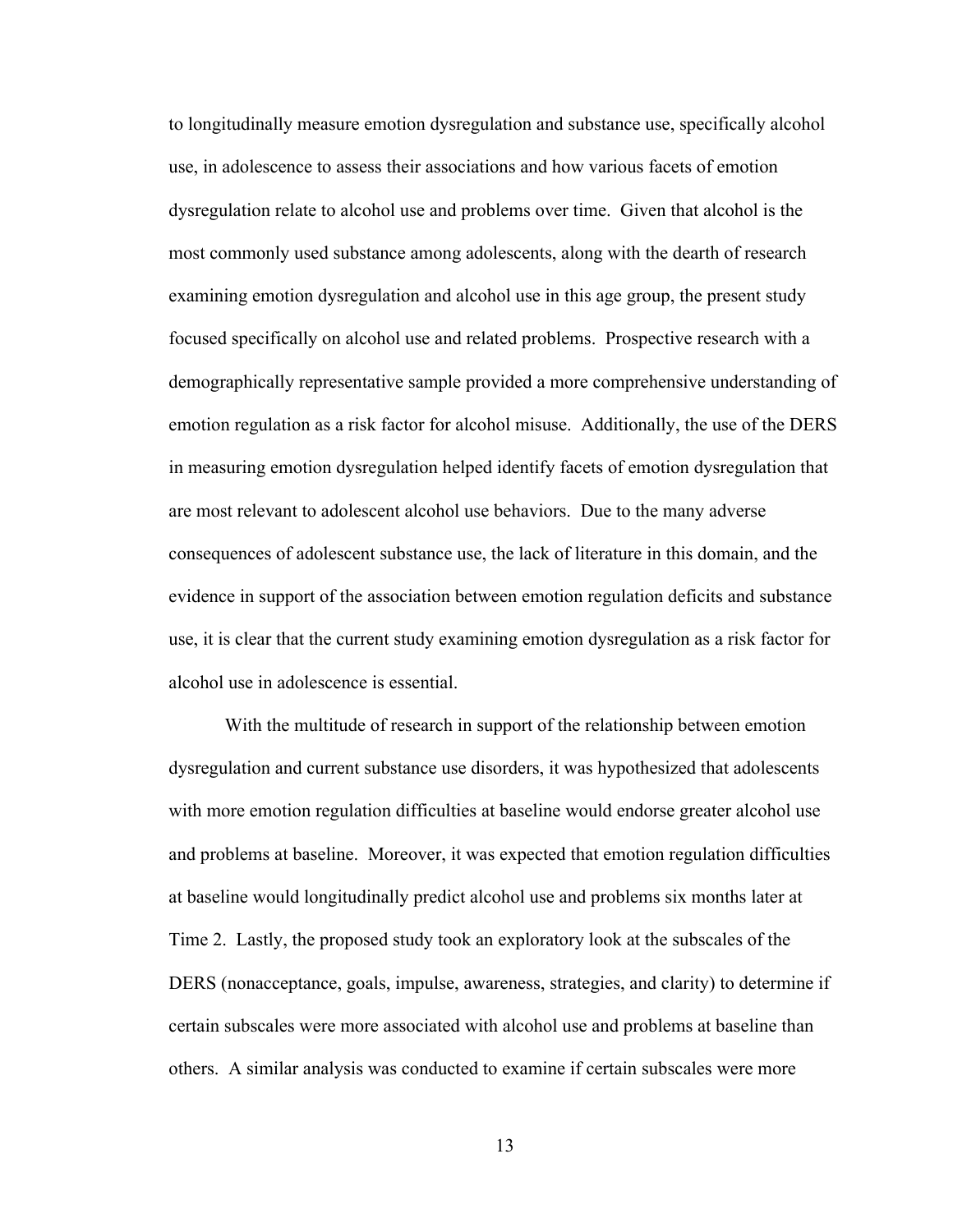to longitudinally measure emotion dysregulation and substance use, specifically alcohol use, in adolescence to assess their associations and how various facets of emotion dysregulation relate to alcohol use and problems over time. Given that alcohol is the most commonly used substance among adolescents, along with the dearth of research examining emotion dysregulation and alcohol use in this age group, the present study focused specifically on alcohol use and related problems. Prospective research with a demographically representative sample provided a more comprehensive understanding of emotion regulation as a risk factor for alcohol misuse. Additionally, the use of the DERS in measuring emotion dysregulation helped identify facets of emotion dysregulation that are most relevant to adolescent alcohol use behaviors. Due to the many adverse consequences of adolescent substance use, the lack of literature in this domain, and the evidence in support of the association between emotion regulation deficits and substance use, it is clear that the current study examining emotion dysregulation as a risk factor for alcohol use in adolescence is essential.

With the multitude of research in support of the relationship between emotion dysregulation and current substance use disorders, it was hypothesized that adolescents with more emotion regulation difficulties at baseline would endorse greater alcohol use and problems at baseline. Moreover, it was expected that emotion regulation difficulties at baseline would longitudinally predict alcohol use and problems six months later at Time 2. Lastly, the proposed study took an exploratory look at the subscales of the DERS (nonacceptance, goals, impulse, awareness, strategies, and clarity) to determine if certain subscales were more associated with alcohol use and problems at baseline than others. A similar analysis was conducted to examine if certain subscales were more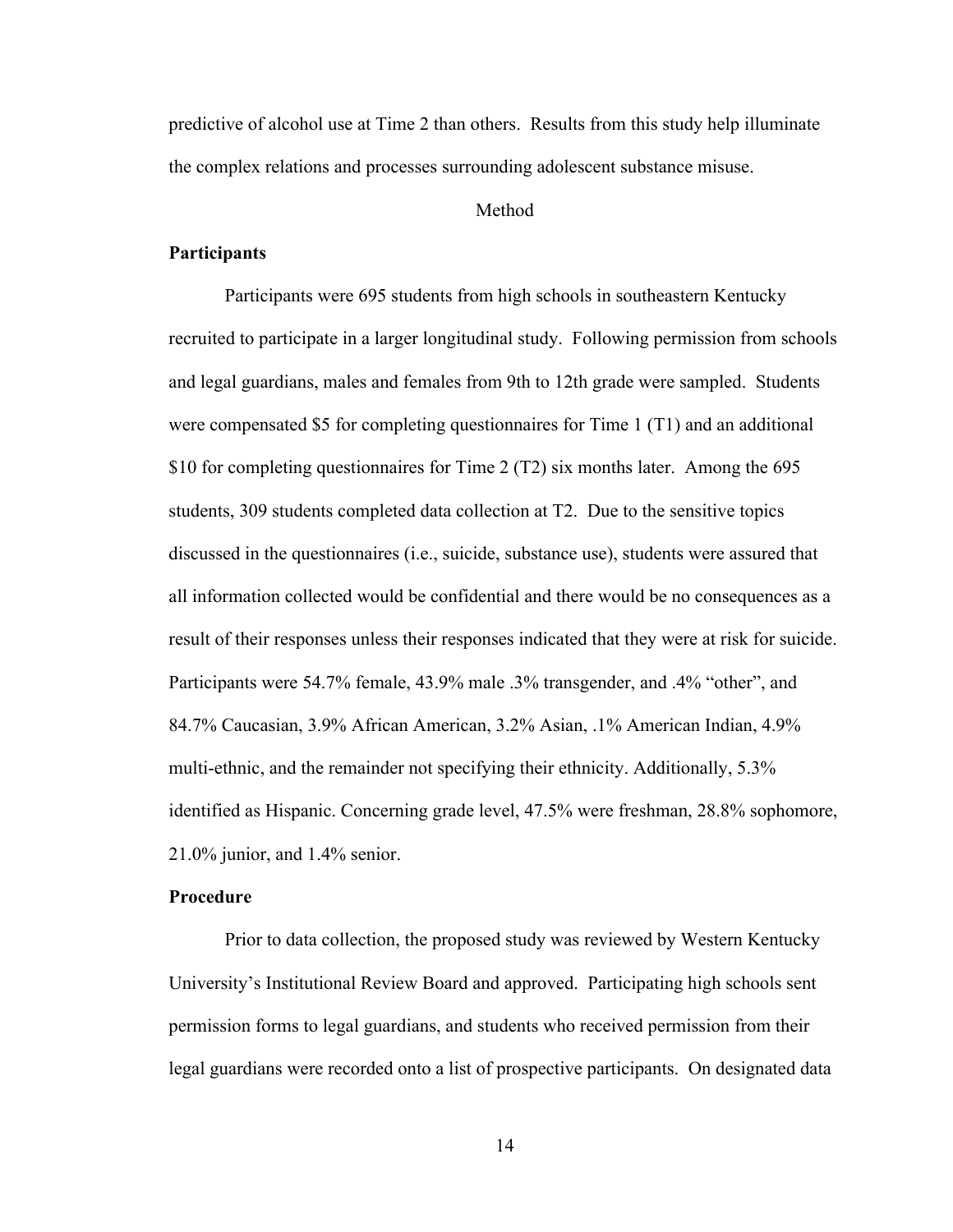predictive of alcohol use at Time 2 than others. Results from this study help illuminate the complex relations and processes surrounding adolescent substance misuse.

# Method

## Participants

Participants were 695 students from high schools in southeastern Kentucky recruited to participate in a larger longitudinal study. Following permission from schools and legal guardians, males and females from 9th to 12th grade were sampled. Students were compensated $5 for completing questionnaires for Time 1 (T1) and an additional $10 for completing questionnaires for Time 2 (T2) six months later. Among the 695 students, 309 students completed data collection at T2. Due to the sensitive topics discussed in the questionnaires (i.e., suicide, substance use), students were assured that all information collected would be confidential and there would be no consequences as a result of their responses unless their responses indicated that they were at risk for suicide. Participants were 54.7% female, 43.9% male .3% transgender, and .4% "other", and 84.7% Caucasian, 3.9% African American, 3.2% Asian, .1% American Indian, 4.9% multi-ethnic, and the remainder not specifying their ethnicity. Additionally, 5.3% identified as Hispanic. Concerning grade level, 47.5% were freshman, 28.8% sophomore, 21.0% junior, and 1.4% senior.

## Procedure

Prior to data collection, the proposed study was reviewed by Western Kentucky University's Institutional Review Board and approved. Participating high schools sent permission forms to legal guardians, and students who received permission from their legal guardians were recorded onto a list of prospective participants. On designated data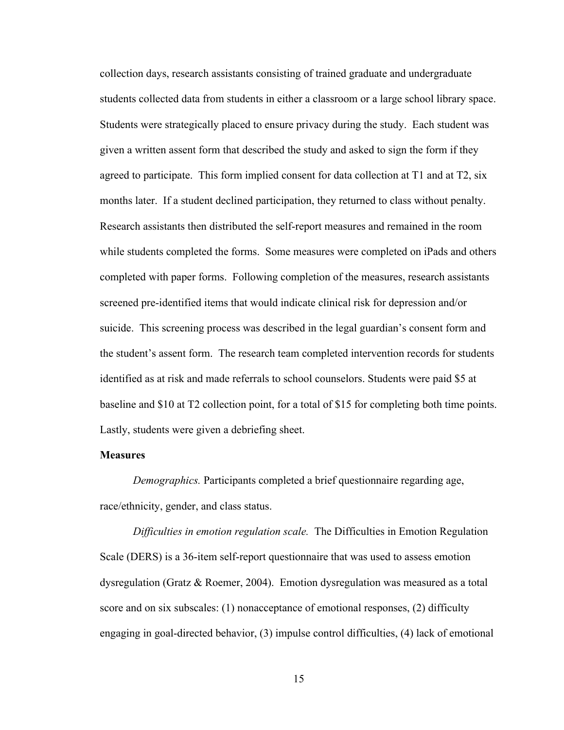collection days, research assistants consisting of trained graduate and undergraduate students collected data from students in either a classroom or a large school library space. Students were strategically placed to ensure privacy during the study. Each student was given a written assent form that described the study and asked to sign the form if they agreed to participate. This form implied consent for data collection at T1 and at T2, six months later. If a student declined participation, they returned to class without penalty. Research assistants then distributed the self-report measures and remained in the room while students completed the forms. Some measures were completed on iPads and others completed with paper forms. Following completion of the measures, research assistants screened pre-identified items that would indicate clinical risk for depression and/or suicide. This screening process was described in the legal guardian's consent form and the student's assent form. The research team completed intervention records for students identified as at risk and made referrals to school counselors. Students were paid $5 at baseline and $10 at T2 collection point, for a total of $15 for completing both time points. Lastly, students were given a debriefing sheet.

**Measures**

*Demographics.* Participants completed a brief questionnaire regarding age, race/ethnicity, gender, and class status.

*Difficulties in emotion regulation scale.* The Difficulties in Emotion Regulation Scale (DERS) is a 36-item self-report questionnaire that was used to assess emotion dysregulation (Gratz & Roemer, 2004). Emotion dysregulation was measured as a total score and on six subscales: (1) nonacceptance of emotional responses, (2) difficulty engaging in goal-directed behavior, (3) impulse control difficulties, (4) lack of emotional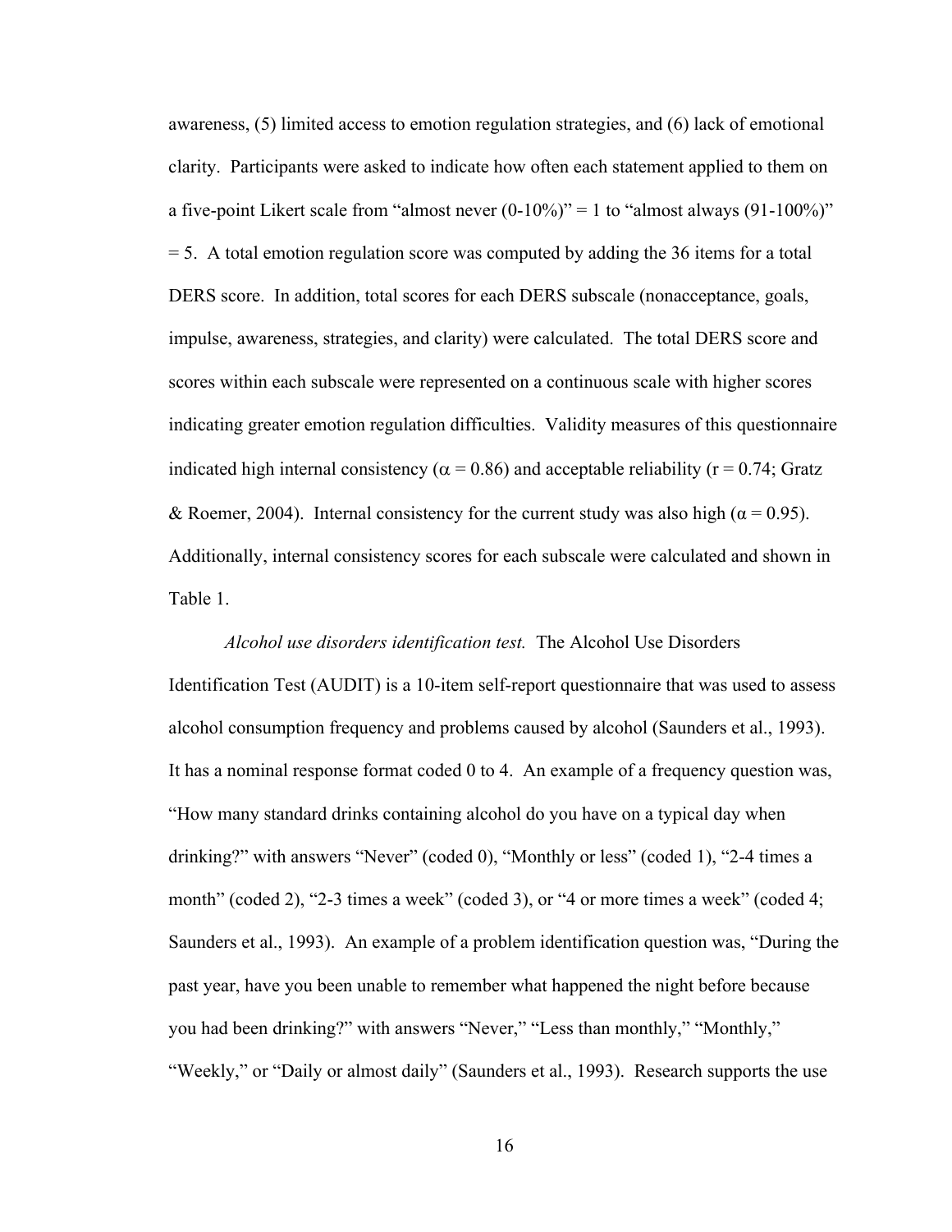awareness, (5) limited access to emotion regulation strategies, and (6) lack of emotional clarity. Participants were asked to indicate how often each statement applied to them on a five-point Likert scale from "almost never (0-10%)" = 1 to "almost always (91-100%)" = 5. A total emotion regulation score was computed by adding the 36 items for a total DERS score. In addition, total scores for each DERS subscale (nonacceptance, goals, impulse, awareness, strategies, and clarity) were calculated. The total DERS score and scores within each subscale were represented on a continuous scale with higher scores indicating greater emotion regulation difficulties. Validity measures of this questionnaire indicated high internal consistency ($\alpha = 0.86$) and acceptable reliability ($r = 0.74$; Gratz & Roemer, 2004). Internal consistency for the current study was also high ($\alpha = 0.95$). Additionally, internal consistency scores for each subscale were calculated and shown in Table 1.

*Alcohol use disorders identification test.* The Alcohol Use Disorders Identification Test (AUDIT) is a 10-item self-report questionnaire that was used to assess alcohol consumption frequency and problems caused by alcohol (Saunders et al., 1993). It has a nominal response format coded 0 to 4. An example of a frequency question was, "How many standard drinks containing alcohol do you have on a typical day when drinking?" with answers "Never" (coded 0), "Monthly or less" (coded 1), "2-4 times a month" (coded 2), "2-3 times a week" (coded 3), or "4 or more times a week" (coded 4; Saunders et al., 1993). An example of a problem identification question was, "During the past year, have you been unable to remember what happened the night before because you had been drinking?" with answers "Never," "Less than monthly," "Monthly," "Weekly," or "Daily or almost daily" (Saunders et al., 1993). Research supports the use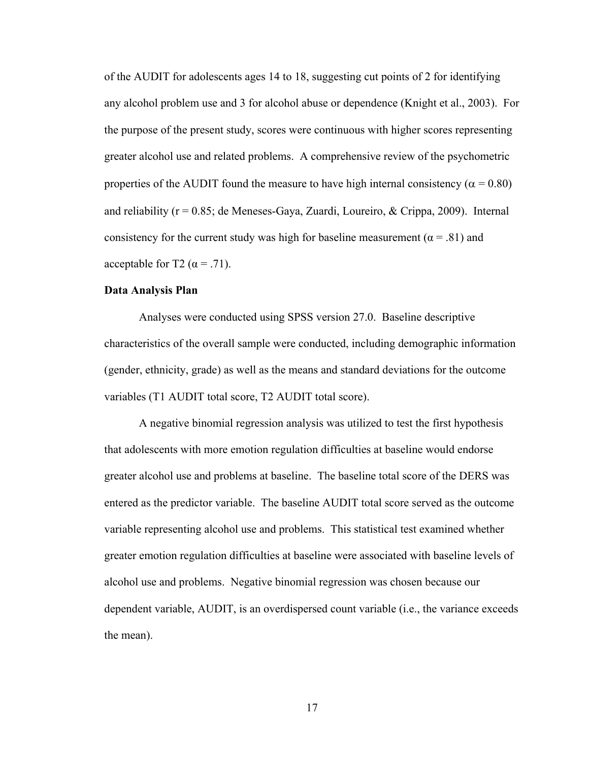of the AUDIT for adolescents ages 14 to 18, suggesting cut points of 2 for identifying any alcohol problem use and 3 for alcohol abuse or dependence (Knight et al., 2003). For the purpose of the present study, scores were continuous with higher scores representing greater alcohol use and related problems. A comprehensive review of the psychometric properties of the AUDIT found the measure to have high internal consistency ($\alpha = 0.80$) and reliability ($r = 0.85$; de Meneses-Gaya, Zuardi, Loureiro, & Crippa, 2009). Internal consistency for the current study was high for baseline measurement ($\alpha = .81$) and acceptable for T2 ($\alpha = .71$).

**Data Analysis Plan**

Analyses were conducted using SPSS version 27.0. Baseline descriptive characteristics of the overall sample were conducted, including demographic information (gender, ethnicity, grade) as well as the means and standard deviations for the outcome variables (T1 AUDIT total score, T2 AUDIT total score).

A negative binomial regression analysis was utilized to test the first hypothesis that adolescents with more emotion regulation difficulties at baseline would endorse greater alcohol use and problems at baseline. The baseline total score of the DERS was entered as the predictor variable. The baseline AUDIT total score served as the outcome variable representing alcohol use and problems. This statistical test examined whether greater emotion regulation difficulties at baseline were associated with baseline levels of alcohol use and problems. Negative binomial regression was chosen because our dependent variable, AUDIT, is an overdispersed count variable (i.e., the variance exceeds the mean).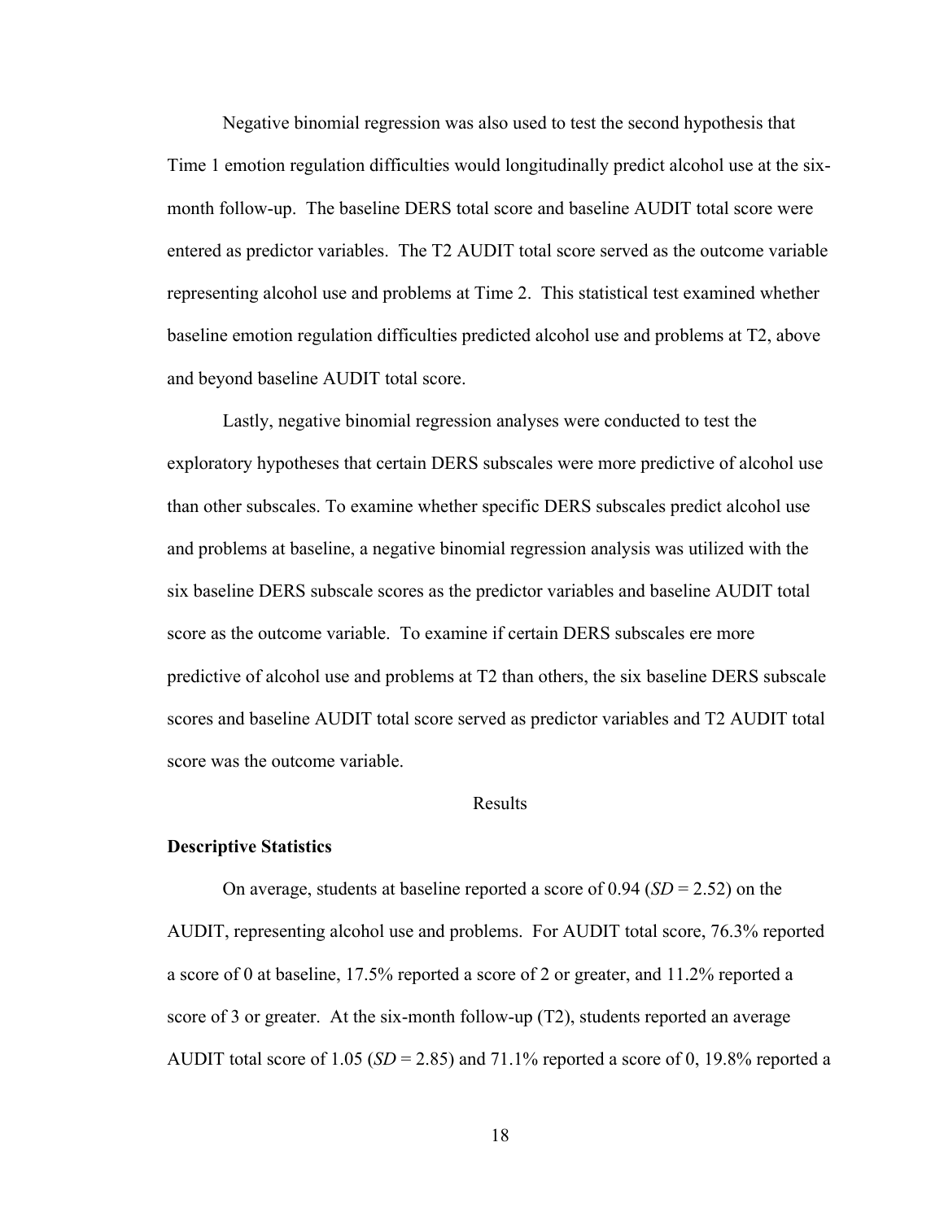Negative binomial regression was also used to test the second hypothesis that Time 1 emotion regulation difficulties would longitudinally predict alcohol use at the six-month follow-up. The baseline DERS total score and baseline AUDIT total score were entered as predictor variables. The T2 AUDIT total score served as the outcome variable representing alcohol use and problems at Time 2. This statistical test examined whether baseline emotion regulation difficulties predicted alcohol use and problems at T2, above and beyond baseline AUDIT total score.

Lastly, negative binomial regression analyses were conducted to test the exploratory hypotheses that certain DERS subscales were more predictive of alcohol use than other subscales. To examine whether specific DERS subscales predict alcohol use and problems at baseline, a negative binomial regression analysis was utilized with the six baseline DERS subscale scores as the predictor variables and baseline AUDIT total score as the outcome variable. To examine if certain DERS subscales ere more predictive of alcohol use and problems at T2 than others, the six baseline DERS subscale scores and baseline AUDIT total score served as predictor variables and T2 AUDIT total score was the outcome variable.

## Results

### Descriptive Statistics

On average, students at baseline reported a score of 0.94 (*SD* = 2.52) on the AUDIT, representing alcohol use and problems. For AUDIT total score, 76.3% reported a score of 0 at baseline, 17.5% reported a score of 2 or greater, and 11.2% reported a score of 3 or greater. At the six-month follow-up (T2), students reported an average AUDIT total score of 1.05 (*SD* = 2.85) and 71.1% reported a score of 0, 19.8% reported a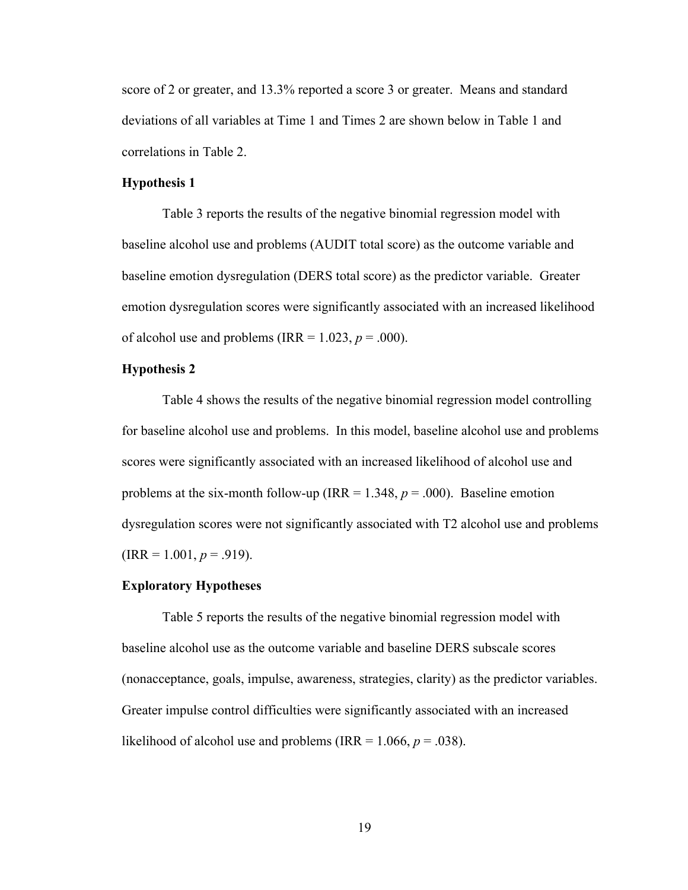score of 2 or greater, and 13.3% reported a score 3 or greater. Means and standard deviations of all variables at Time 1 and Times 2 are shown below in Table 1 and correlations in Table 2.

**Hypothesis 1**

Table 3 reports the results of the negative binomial regression model with baseline alcohol use and problems (AUDIT total score) as the outcome variable and baseline emotion dysregulation (DERS total score) as the predictor variable. Greater emotion dysregulation scores were significantly associated with an increased likelihood of alcohol use and problems (IRR = 1.023, $p = .000$).

**Hypothesis 2**

Table 4 shows the results of the negative binomial regression model controlling for baseline alcohol use and problems. In this model, baseline alcohol use and problems scores were significantly associated with an increased likelihood of alcohol use and problems at the six-month follow-up (IRR = 1.348, $p = .000$). Baseline emotion dysregulation scores were not significantly associated with T2 alcohol use and problems (IRR = 1.001, $p = .919$).

**Exploratory Hypotheses**

Table 5 reports the results of the negative binomial regression model with baseline alcohol use as the outcome variable and baseline DERS subscale scores (nonacceptance, goals, impulse, awareness, strategies, clarity) as the predictor variables. Greater impulse control difficulties were significantly associated with an increased likelihood of alcohol use and problems (IRR = 1.066, $p = .038$).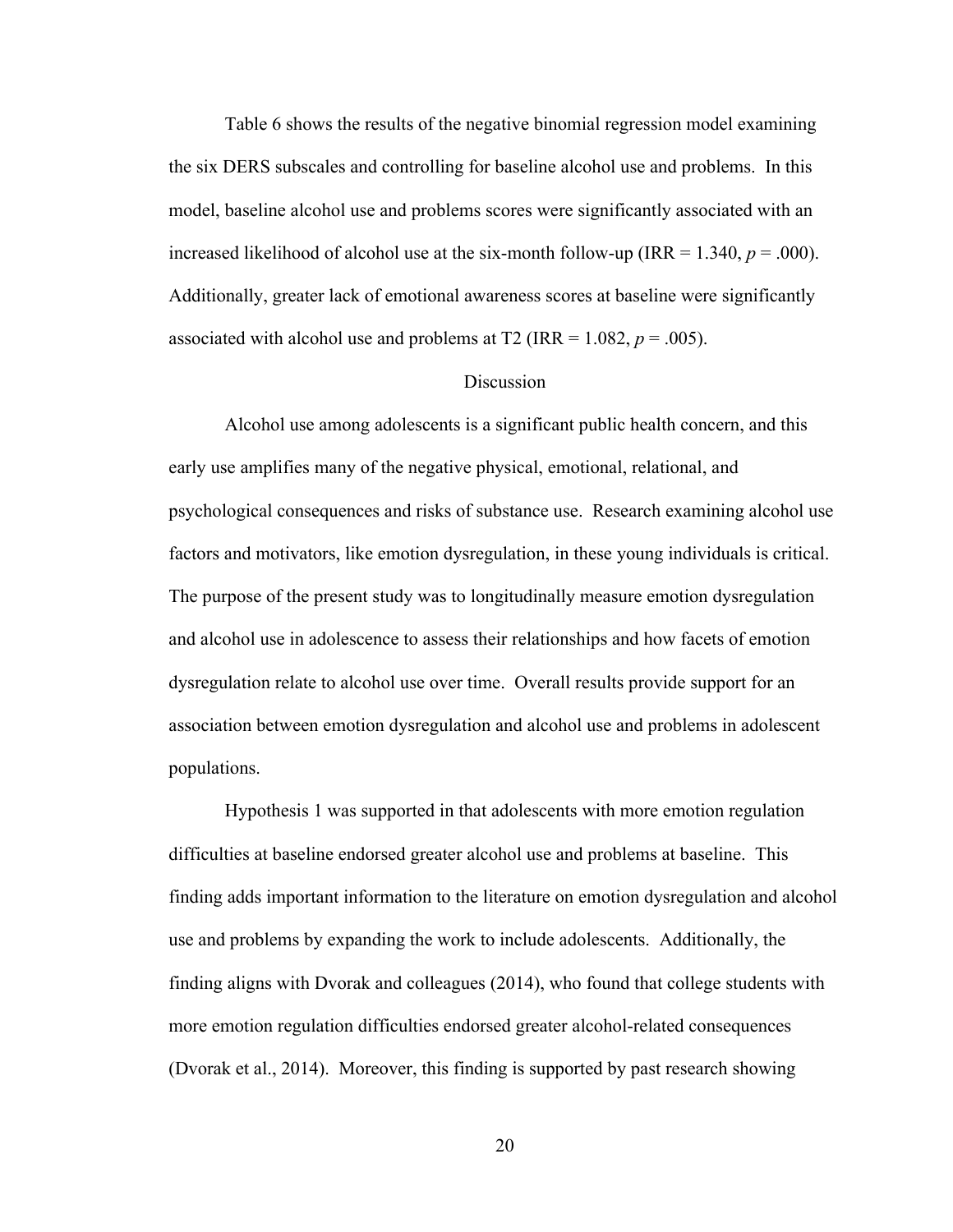Table 6 shows the results of the negative binomial regression model examining the six DERS subscales and controlling for baseline alcohol use and problems. In this model, baseline alcohol use and problems scores were significantly associated with an increased likelihood of alcohol use at the six-month follow-up (IRR = 1.340, $p$ = .000). Additionally, greater lack of emotional awareness scores at baseline were significantly associated with alcohol use and problems at T2 (IRR = 1.082, $p$ = .005).

## Discussion

Alcohol use among adolescents is a significant public health concern, and this early use amplifies many of the negative physical, emotional, relational, and psychological consequences and risks of substance use. Research examining alcohol use factors and motivators, like emotion dysregulation, in these young individuals is critical. The purpose of the present study was to longitudinally measure emotion dysregulation and alcohol use in adolescence to assess their relationships and how facets of emotion dysregulation relate to alcohol use over time. Overall results provide support for an association between emotion dysregulation and alcohol use and problems in adolescent populations.

Hypothesis 1 was supported in that adolescents with more emotion regulation difficulties at baseline endorsed greater alcohol use and problems at baseline. This finding adds important information to the literature on emotion dysregulation and alcohol use and problems by expanding the work to include adolescents. Additionally, the finding aligns with Dvorak and colleagues (2014), who found that college students with more emotion regulation difficulties endorsed greater alcohol-related consequences (Dvorak et al., 2014). Moreover, this finding is supported by past research showing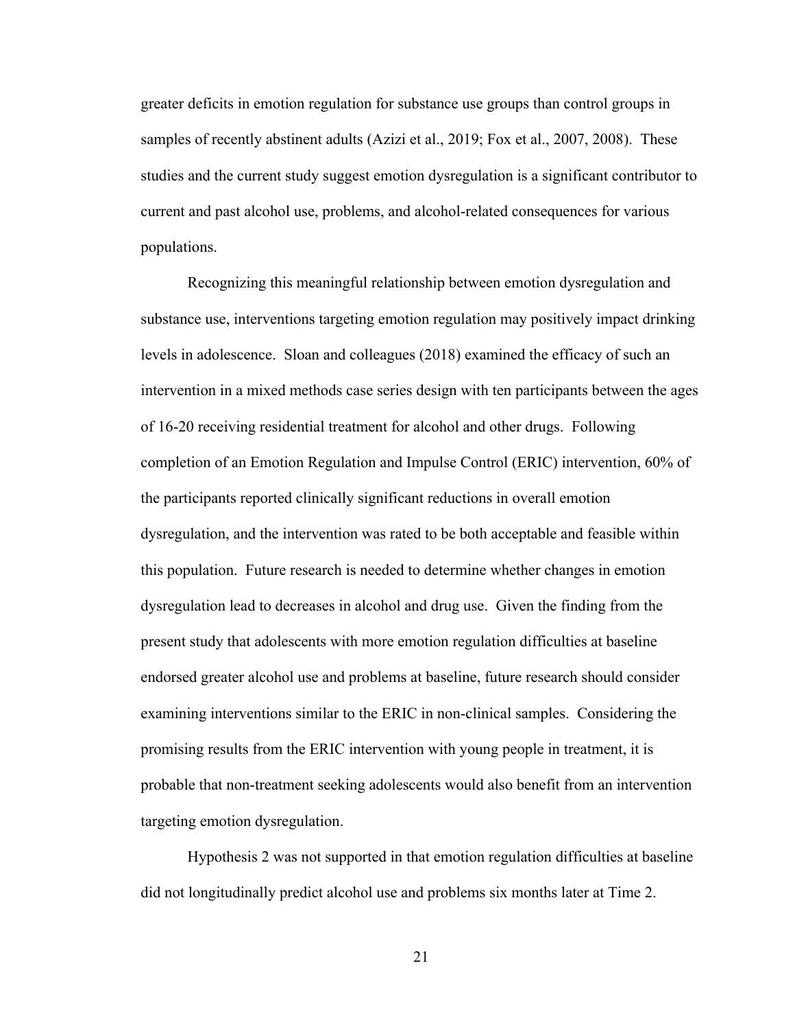greater deficits in emotion regulation for substance use groups than control groups in samples of recently abstinent adults (Azizi et al., 2019; Fox et al., 2007, 2008). These studies and the current study suggest emotion dysregulation is a significant contributor to current and past alcohol use, problems, and alcohol-related consequences for various populations.

Recognizing this meaningful relationship between emotion dysregulation and substance use, interventions targeting emotion regulation may positively impact drinking levels in adolescence. Sloan and colleagues (2018) examined the efficacy of such an intervention in a mixed methods case series design with ten participants between the ages of 16-20 receiving residential treatment for alcohol and other drugs. Following completion of an Emotion Regulation and Impulse Control (ERIC) intervention, 60% of the participants reported clinically significant reductions in overall emotion dysregulation, and the intervention was rated to be both acceptable and feasible within this population. Future research is needed to determine whether changes in emotion dysregulation lead to decreases in alcohol and drug use. Given the finding from the present study that adolescents with more emotion regulation difficulties at baseline endorsed greater alcohol use and problems at baseline, future research should consider examining interventions similar to the ERIC in non-clinical samples. Considering the promising results from the ERIC intervention with young people in treatment, it is probable that non-treatment seeking adolescents would also benefit from an intervention targeting emotion dysregulation.

Hypothesis 2 was not supported in that emotion regulation difficulties at baseline did not longitudinally predict alcohol use and problems six months later at Time 2.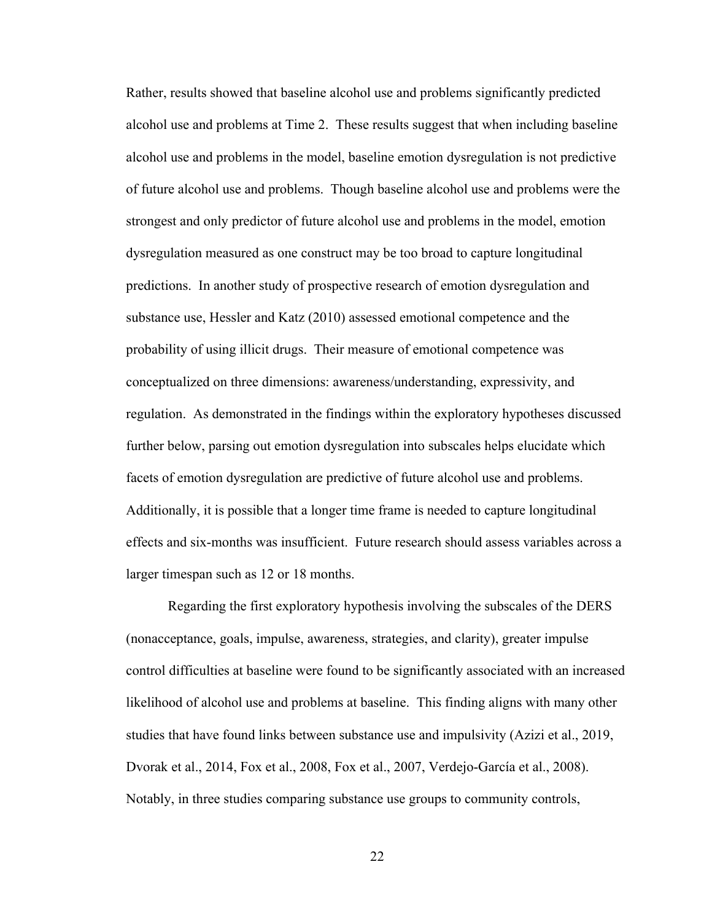Rather, results showed that baseline alcohol use and problems significantly predicted alcohol use and problems at Time 2. These results suggest that when including baseline alcohol use and problems in the model, baseline emotion dysregulation is not predictive of future alcohol use and problems. Though baseline alcohol use and problems were the strongest and only predictor of future alcohol use and problems in the model, emotion dysregulation measured as one construct may be too broad to capture longitudinal predictions. In another study of prospective research of emotion dysregulation and substance use, Hessler and Katz (2010) assessed emotional competence and the probability of using illicit drugs. Their measure of emotional competence was conceptualized on three dimensions: awareness/understanding, expressivity, and regulation. As demonstrated in the findings within the exploratory hypotheses discussed further below, parsing out emotion dysregulation into subscales helps elucidate which facets of emotion dysregulation are predictive of future alcohol use and problems. Additionally, it is possible that a longer time frame is needed to capture longitudinal effects and six-months was insufficient. Future research should assess variables across a larger timespan such as 12 or 18 months.

Regarding the first exploratory hypothesis involving the subscales of the DERS (nonacceptance, goals, impulse, awareness, strategies, and clarity), greater impulse control difficulties at baseline were found to be significantly associated with an increased likelihood of alcohol use and problems at baseline. This finding aligns with many other studies that have found links between substance use and impulsivity (Azizi et al., 2019, Dvorak et al., 2014, Fox et al., 2008, Fox et al., 2007, Verdejo-García et al., 2008). Notably, in three studies comparing substance use groups to community controls,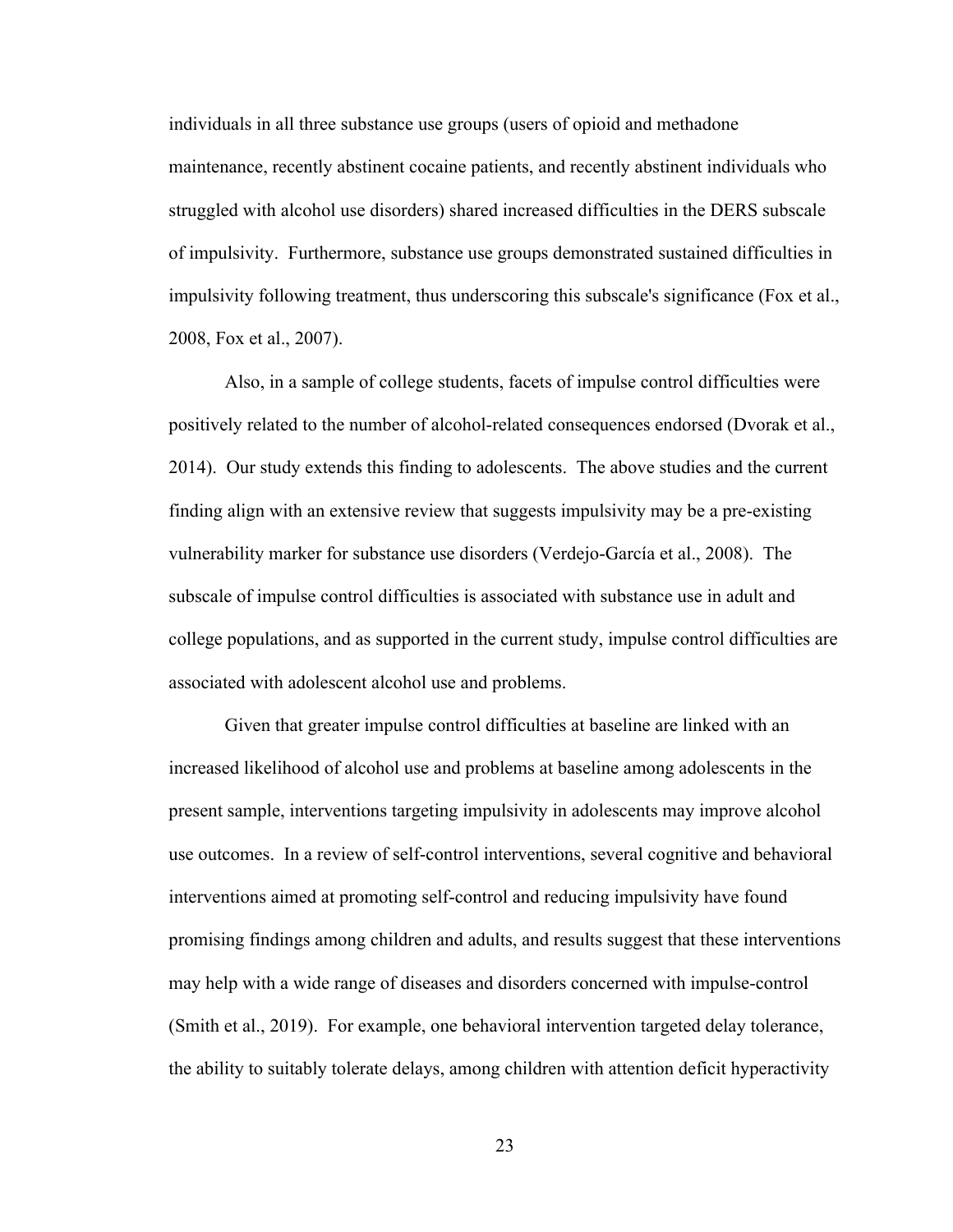individuals in all three substance use groups (users of opioid and methadone maintenance, recently abstinent cocaine patients, and recently abstinent individuals who struggled with alcohol use disorders) shared increased difficulties in the DERS subscale of impulsivity. Furthermore, substance use groups demonstrated sustained difficulties in impulsivity following treatment, thus underscoring this subscale's significance (Fox et al., 2008, Fox et al., 2007).

Also, in a sample of college students, facets of impulse control difficulties were positively related to the number of alcohol-related consequences endorsed (Dvorak et al., 2014). Our study extends this finding to adolescents. The above studies and the current finding align with an extensive review that suggests impulsivity may be a pre-existing vulnerability marker for substance use disorders (Verdejo-García et al., 2008). The subscale of impulse control difficulties is associated with substance use in adult and college populations, and as supported in the current study, impulse control difficulties are associated with adolescent alcohol use and problems.

Given that greater impulse control difficulties at baseline are linked with an increased likelihood of alcohol use and problems at baseline among adolescents in the present sample, interventions targeting impulsivity in adolescents may improve alcohol use outcomes. In a review of self-control interventions, several cognitive and behavioral interventions aimed at promoting self-control and reducing impulsivity have found promising findings among children and adults, and results suggest that these interventions may help with a wide range of diseases and disorders concerned with impulse-control (Smith et al., 2019). For example, one behavioral intervention targeted delay tolerance, the ability to suitably tolerate delays, among children with attention deficit hyperactivity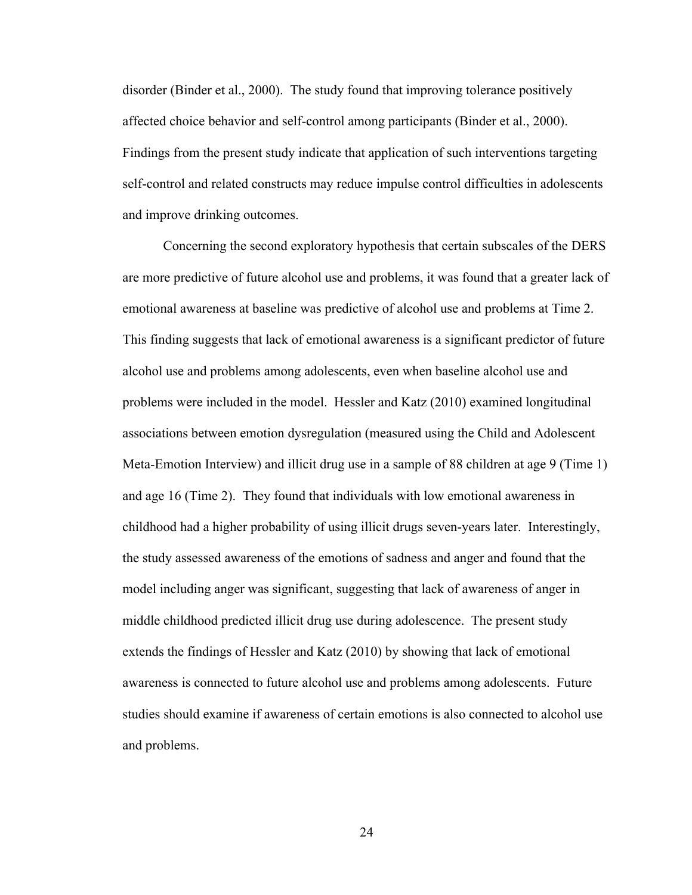disorder (Binder et al., 2000). The study found that improving tolerance positively affected choice behavior and self-control among participants (Binder et al., 2000). Findings from the present study indicate that application of such interventions targeting self-control and related constructs may reduce impulse control difficulties in adolescents and improve drinking outcomes.

Concerning the second exploratory hypothesis that certain subscales of the DERS are more predictive of future alcohol use and problems, it was found that a greater lack of emotional awareness at baseline was predictive of alcohol use and problems at Time 2. This finding suggests that lack of emotional awareness is a significant predictor of future alcohol use and problems among adolescents, even when baseline alcohol use and problems were included in the model. Hessler and Katz (2010) examined longitudinal associations between emotion dysregulation (measured using the Child and Adolescent Meta-Emotion Interview) and illicit drug use in a sample of 88 children at age 9 (Time 1) and age 16 (Time 2). They found that individuals with low emotional awareness in childhood had a higher probability of using illicit drugs seven-years later. Interestingly, the study assessed awareness of the emotions of sadness and anger and found that the model including anger was significant, suggesting that lack of awareness of anger in middle childhood predicted illicit drug use during adolescence. The present study extends the findings of Hessler and Katz (2010) by showing that lack of emotional awareness is connected to future alcohol use and problems among adolescents. Future studies should examine if awareness of certain emotions is also connected to alcohol use and problems.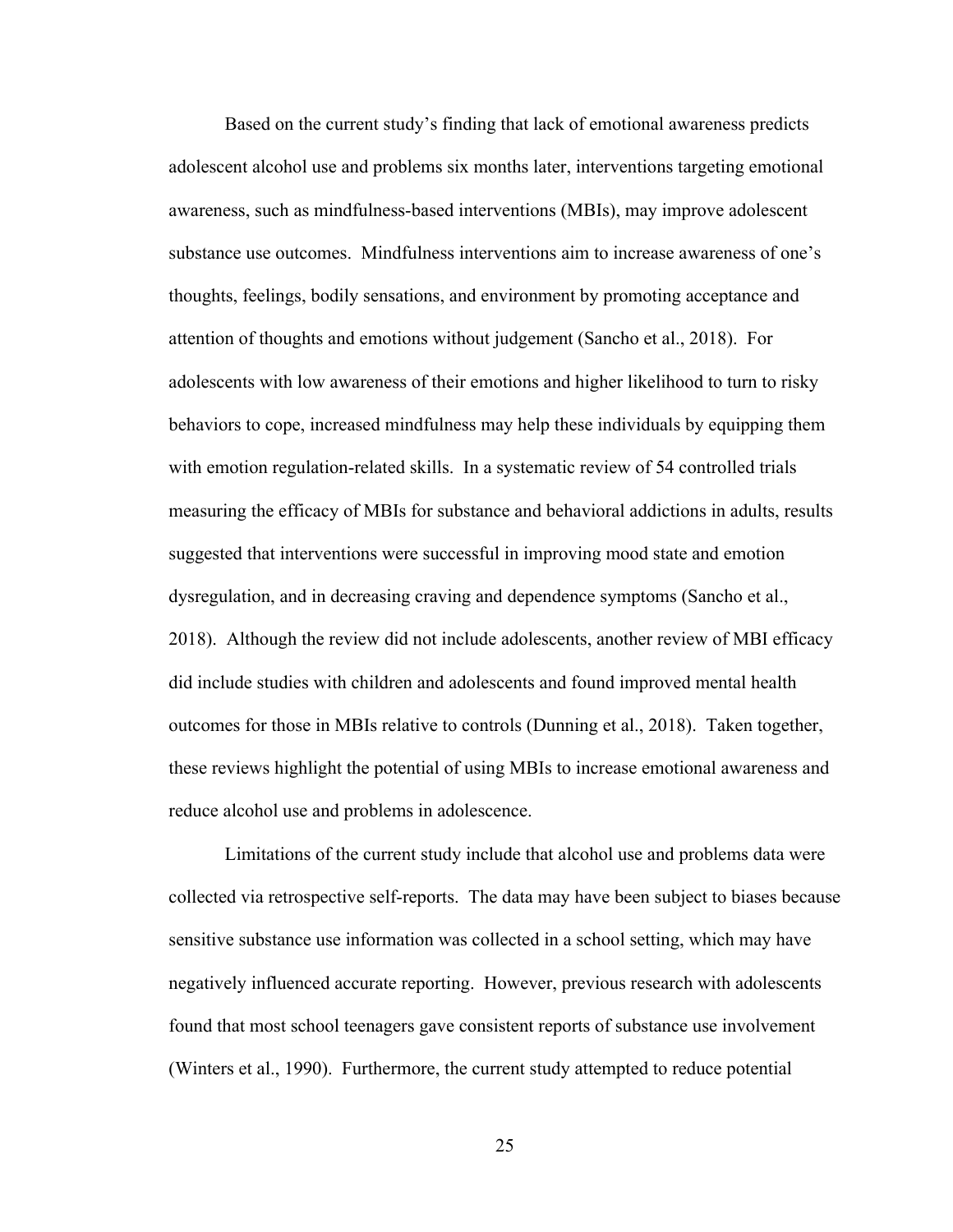Based on the current study's finding that lack of emotional awareness predicts adolescent alcohol use and problems six months later, interventions targeting emotional awareness, such as mindfulness-based interventions (MBIs), may improve adolescent substance use outcomes. Mindfulness interventions aim to increase awareness of one's thoughts, feelings, bodily sensations, and environment by promoting acceptance and attention of thoughts and emotions without judgement (Sancho et al., 2018). For adolescents with low awareness of their emotions and higher likelihood to turn to risky behaviors to cope, increased mindfulness may help these individuals by equipping them with emotion regulation-related skills. In a systematic review of 54 controlled trials measuring the efficacy of MBIs for substance and behavioral addictions in adults, results suggested that interventions were successful in improving mood state and emotion dysregulation, and in decreasing craving and dependence symptoms (Sancho et al., 2018). Although the review did not include adolescents, another review of MBI efficacy did include studies with children and adolescents and found improved mental health outcomes for those in MBIs relative to controls (Dunning et al., 2018). Taken together, these reviews highlight the potential of using MBIs to increase emotional awareness and reduce alcohol use and problems in adolescence.

Limitations of the current study include that alcohol use and problems data were collected via retrospective self-reports. The data may have been subject to biases because sensitive substance use information was collected in a school setting, which may have negatively influenced accurate reporting. However, previous research with adolescents found that most school teenagers gave consistent reports of substance use involvement (Winters et al., 1990). Furthermore, the current study attempted to reduce potential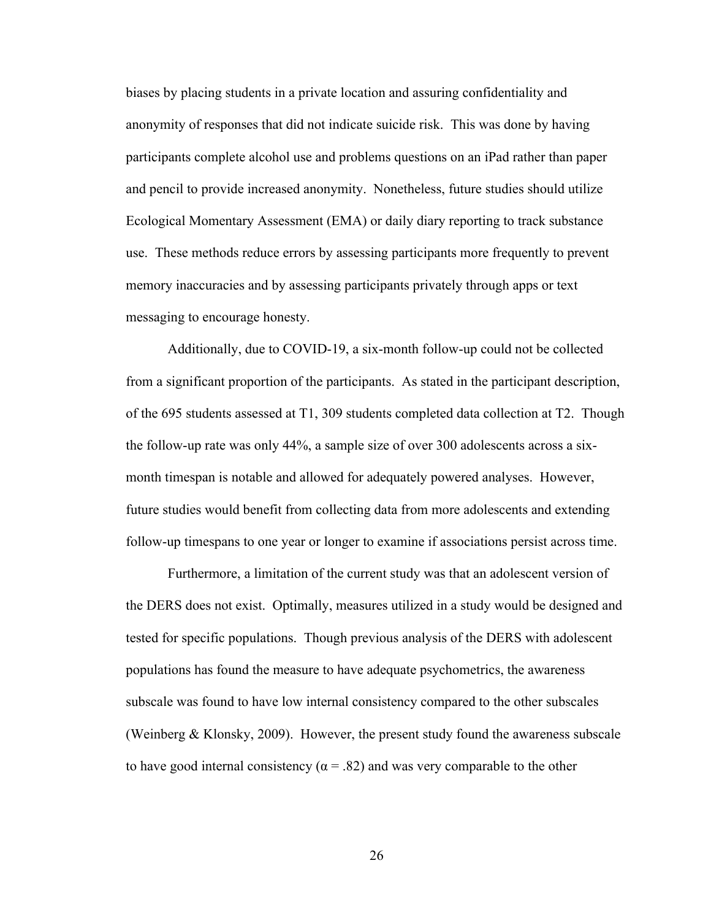biases by placing students in a private location and assuring confidentiality and anonymity of responses that did not indicate suicide risk. This was done by having participants complete alcohol use and problems questions on an iPad rather than paper and pencil to provide increased anonymity. Nonetheless, future studies should utilize Ecological Momentary Assessment (EMA) or daily diary reporting to track substance use. These methods reduce errors by assessing participants more frequently to prevent memory inaccuracies and by assessing participants privately through apps or text messaging to encourage honesty.

Additionally, due to COVID-19, a six-month follow-up could not be collected from a significant proportion of the participants. As stated in the participant description, of the 695 students assessed at T1, 309 students completed data collection at T2. Though the follow-up rate was only 44%, a sample size of over 300 adolescents across a six-month timespan is notable and allowed for adequately powered analyses. However, future studies would benefit from collecting data from more adolescents and extending follow-up timespans to one year or longer to examine if associations persist across time.

Furthermore, a limitation of the current study was that an adolescent version of the DERS does not exist. Optimally, measures utilized in a study would be designed and tested for specific populations. Though previous analysis of the DERS with adolescent populations has found the measure to have adequate psychometrics, the awareness subscale was found to have low internal consistency compared to the other subscales (Weinberg & Klonsky, 2009). However, the present study found the awareness subscale to have good internal consistency ($\alpha = .82$) and was very comparable to the other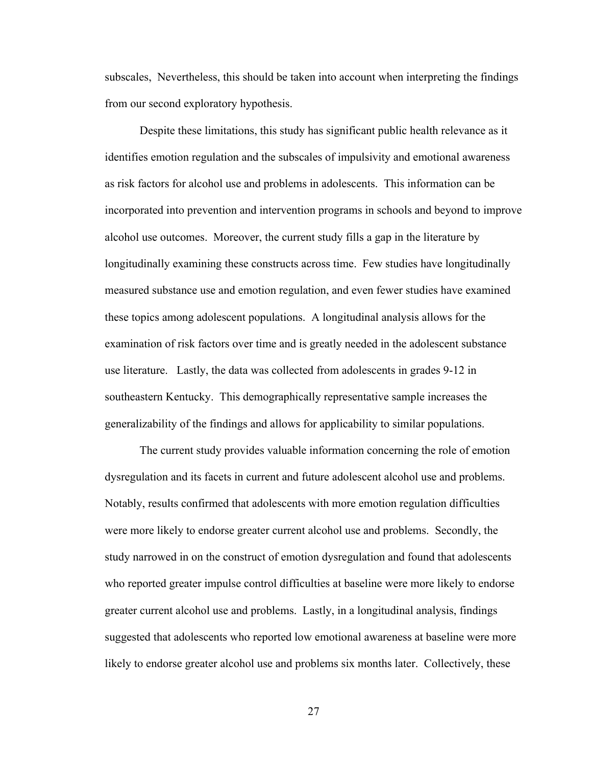subscales, Nevertheless, this should be taken into account when interpreting the findings from our second exploratory hypothesis.

Despite these limitations, this study has significant public health relevance as it identifies emotion regulation and the subscales of impulsivity and emotional awareness as risk factors for alcohol use and problems in adolescents. This information can be incorporated into prevention and intervention programs in schools and beyond to improve alcohol use outcomes. Moreover, the current study fills a gap in the literature by longitudinally examining these constructs across time. Few studies have longitudinally measured substance use and emotion regulation, and even fewer studies have examined these topics among adolescent populations. A longitudinal analysis allows for the examination of risk factors over time and is greatly needed in the adolescent substance use literature. Lastly, the data was collected from adolescents in grades 9-12 in southeastern Kentucky. This demographically representative sample increases the generalizability of the findings and allows for applicability to similar populations.

The current study provides valuable information concerning the role of emotion dysregulation and its facets in current and future adolescent alcohol use and problems. Notably, results confirmed that adolescents with more emotion regulation difficulties were more likely to endorse greater current alcohol use and problems. Secondly, the study narrowed in on the construct of emotion dysregulation and found that adolescents who reported greater impulse control difficulties at baseline were more likely to endorse greater current alcohol use and problems. Lastly, in a longitudinal analysis, findings suggested that adolescents who reported low emotional awareness at baseline were more likely to endorse greater alcohol use and problems six months later. Collectively, these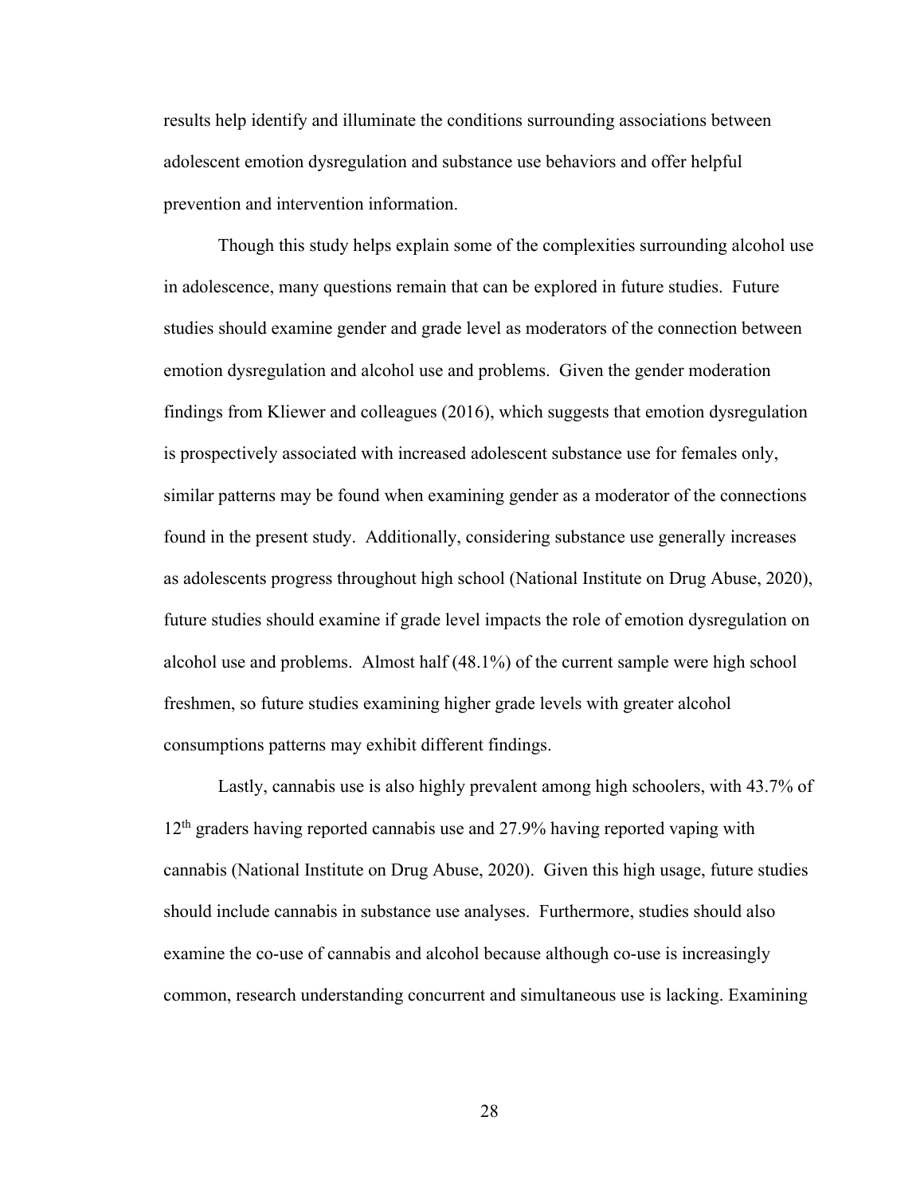results help identify and illuminate the conditions surrounding associations between adolescent emotion dysregulation and substance use behaviors and offer helpful prevention and intervention information.

Though this study helps explain some of the complexities surrounding alcohol use in adolescence, many questions remain that can be explored in future studies. Future studies should examine gender and grade level as moderators of the connection between emotion dysregulation and alcohol use and problems. Given the gender moderation findings from Kliewer and colleagues (2016), which suggests that emotion dysregulation is prospectively associated with increased adolescent substance use for females only, similar patterns may be found when examining gender as a moderator of the connections found in the present study. Additionally, considering substance use generally increases as adolescents progress throughout high school (National Institute on Drug Abuse, 2020), future studies should examine if grade level impacts the role of emotion dysregulation on alcohol use and problems. Almost half (48.1%) of the current sample were high school freshmen, so future studies examining higher grade levels with greater alcohol consumptions patterns may exhibit different findings.

Lastly, cannabis use is also highly prevalent among high schoolers, with 43.7% of 12th graders having reported cannabis use and 27.9% having reported vaping with cannabis (National Institute on Drug Abuse, 2020). Given this high usage, future studies should include cannabis in substance use analyses. Furthermore, studies should also examine the co-use of cannabis and alcohol because although co-use is increasingly common, research understanding concurrent and simultaneous use is lacking. Examining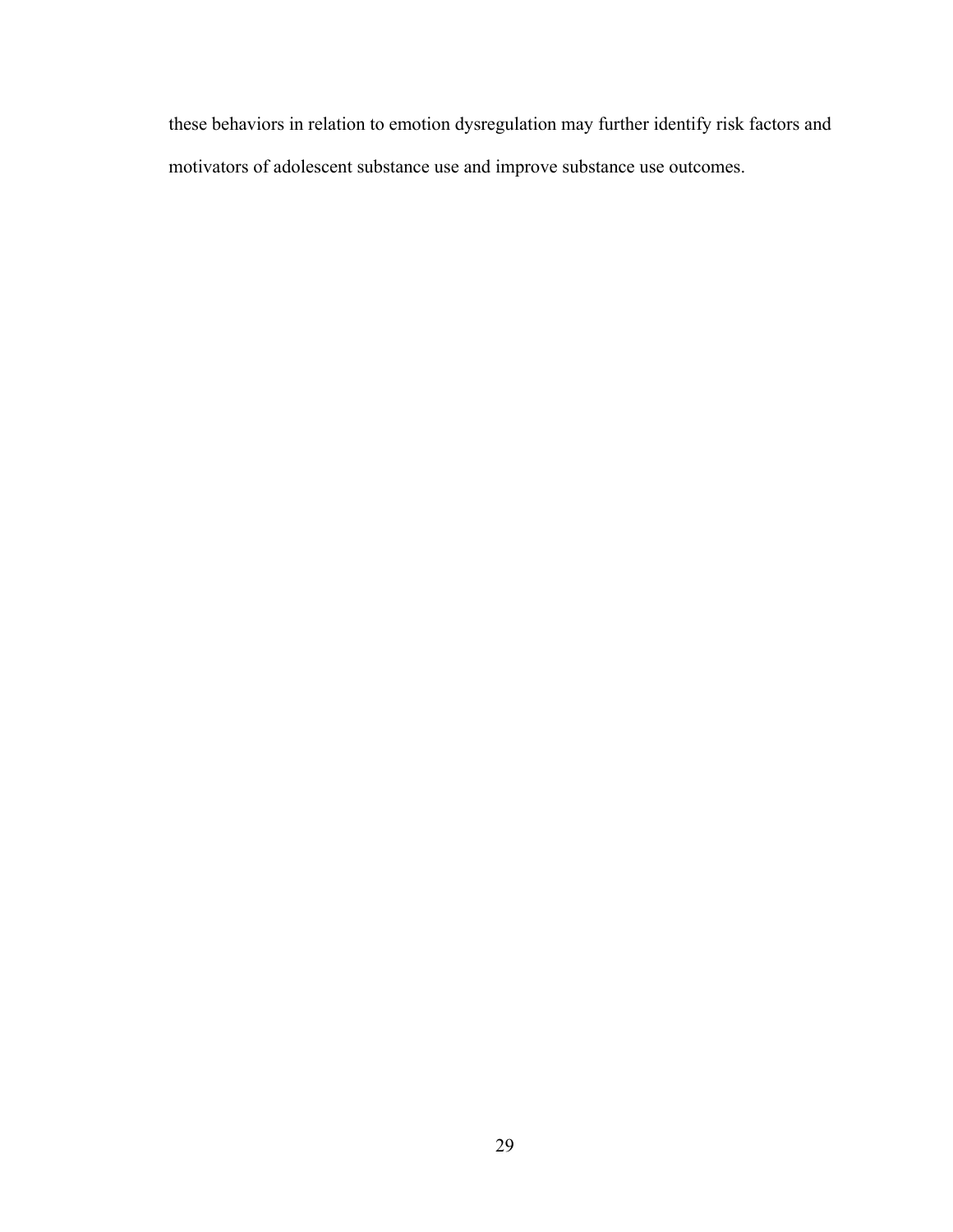these behaviors in relation to emotion dysregulation may further identify risk factors and motivators of adolescent substance use and improve substance use outcomes.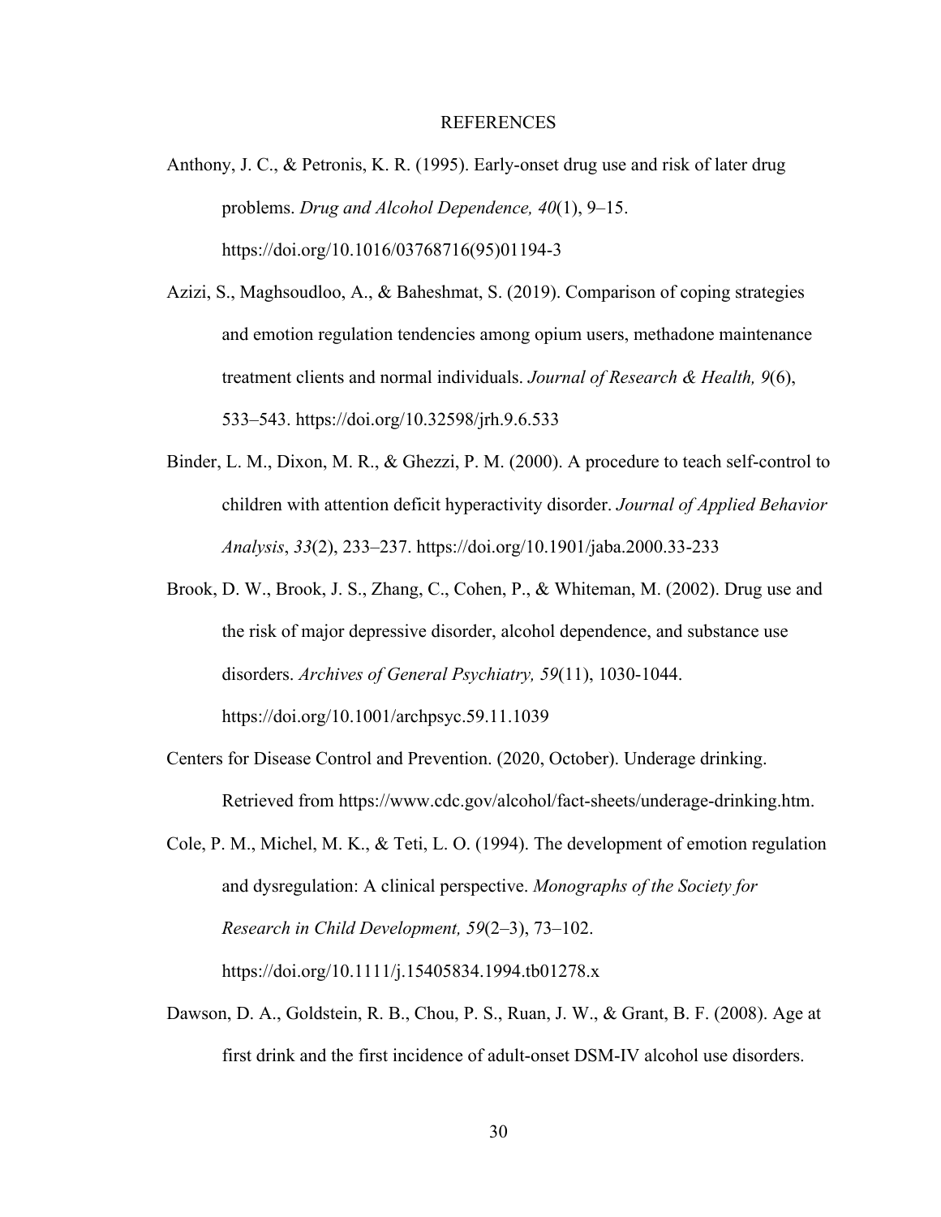# REFERENCES

Anthony, J. C., & Petronis, K. R. (1995). Early-onset drug use and risk of later drug problems. *Drug and Alcohol Dependence, 40*(1), 9–15. https://doi.org/10.1016/03768716(95)01194-3

Azizi, S., Maghsoudloo, A., & Baheshmat, S. (2019). Comparison of coping strategies and emotion regulation tendencies among opium users, methadone maintenance treatment clients and normal individuals. *Journal of Research & Health, 9*(6), 533–543. https://doi.org/10.32598/jrh.9.6.533

Binder, L. M., Dixon, M. R., & Ghezzi, P. M. (2000). A procedure to teach self-control to children with attention deficit hyperactivity disorder. *Journal of Applied Behavior Analysis*, *33*(2), 233–237. https://doi.org/10.1901/jaba.2000.33-233

Brook, D. W., Brook, J. S., Zhang, C., Cohen, P., & Whiteman, M. (2002). Drug use and the risk of major depressive disorder, alcohol dependence, and substance use disorders. *Archives of General Psychiatry, 59*(11), 1030-1044. https://doi.org/10.1001/archpsyc.59.11.1039

Centers for Disease Control and Prevention. (2020, October). Underage drinking. Retrieved from https://www.cdc.gov/alcohol/fact-sheets/underage-drinking.htm.

Cole, P. M., Michel, M. K., & Teti, L. O. (1994). The development of emotion regulation and dysregulation: A clinical perspective. *Monographs of the Society for Research in Child Development, 59*(2–3), 73–102. https://doi.org/10.1111/j.15405834.1994.tb01278.x

Dawson, D. A., Goldstein, R. B., Chou, P. S., Ruan, J. W., & Grant, B. F. (2008). Age at first drink and the first incidence of adult-onset DSM-IV alcohol use disorders.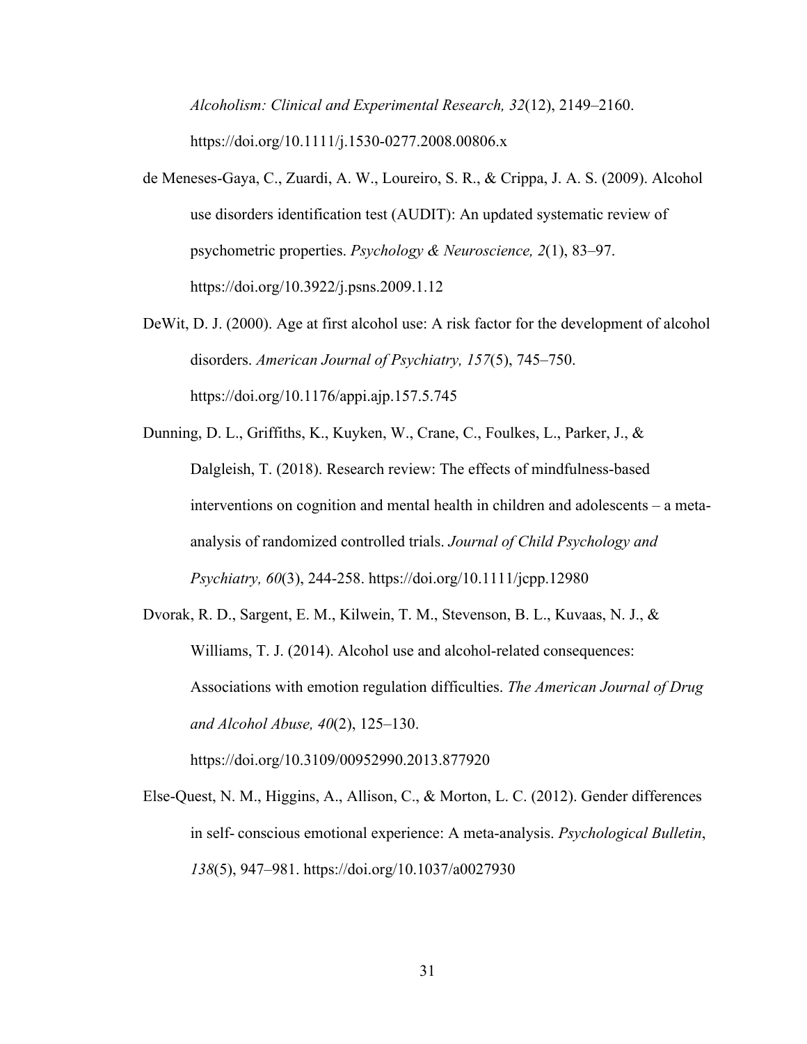*Alcoholism: Clinical and Experimental Research, 32*(12), 2149–2160. https://doi.org/10.1111/j.1530-0277.2008.00806.x

de Meneses-Gaya, C., Zuardi, A. W., Loureiro, S. R., & Crippa, J. A. S. (2009). Alcohol use disorders identification test (AUDIT): An updated systematic review of psychometric properties. *Psychology & Neuroscience, 2*(1), 83–97. https://doi.org/10.3922/j.psns.2009.1.12

DeWit, D. J. (2000). Age at first alcohol use: A risk factor for the development of alcohol disorders. *American Journal of Psychiatry, 157*(5), 745–750. https://doi.org/10.1176/appi.ajp.157.5.745

Dunning, D. L., Griffiths, K., Kuyken, W., Crane, C., Foulkes, L., Parker, J., & Dalgleish, T. (2018). Research review: The effects of mindfulness-based interventions on cognition and mental health in children and adolescents – a meta-analysis of randomized controlled trials. *Journal of Child Psychology and Psychiatry, 60*(3), 244-258. https://doi.org/10.1111/jcpp.12980

Dvorak, R. D., Sargent, E. M., Kilwein, T. M., Stevenson, B. L., Kuvaas, N. J., & Williams, T. J. (2014). Alcohol use and alcohol-related consequences: Associations with emotion regulation difficulties. *The American Journal of Drug and Alcohol Abuse, 40*(2), 125–130. https://doi.org/10.3109/00952990.2013.877920

Else-Quest, N. M., Higgins, A., Allison, C., & Morton, L. C. (2012). Gender differences in self- conscious emotional experience: A meta-analysis. *Psychological Bulletin*, *138*(5), 947–981. https://doi.org/10.1037/a0027930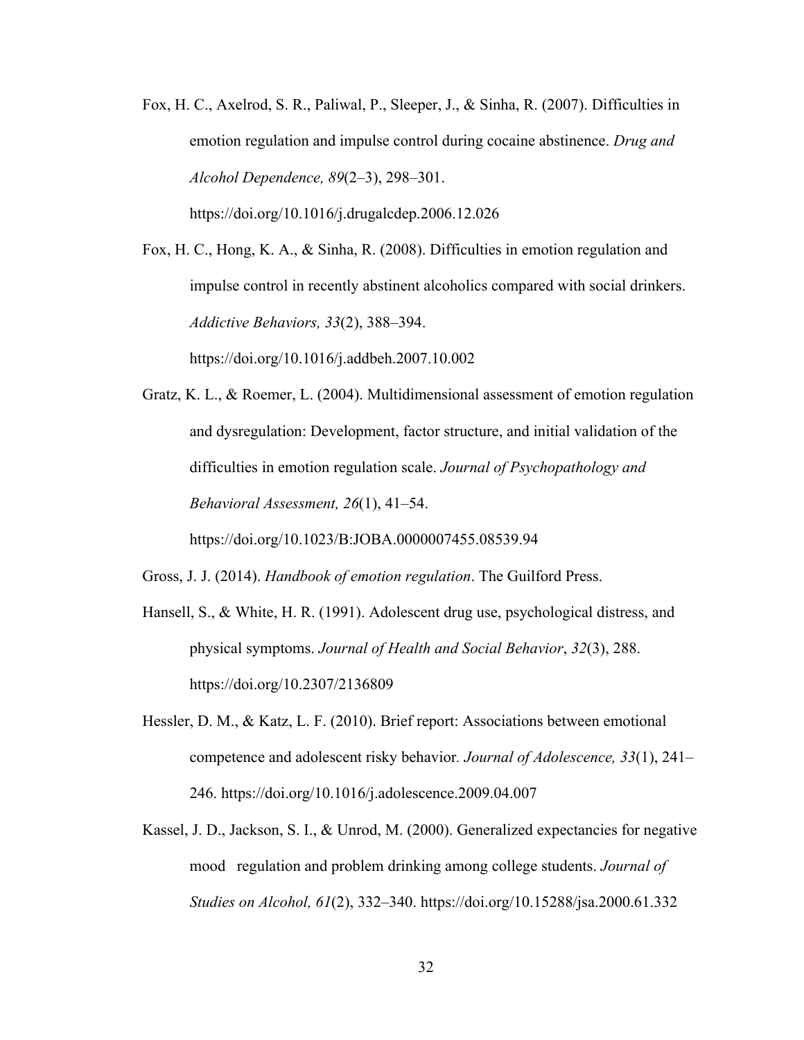Fox, H. C., Axelrod, S. R., Paliwal, P., Sleeper, J., & Sinha, R. (2007). Difficulties in emotion regulation and impulse control during cocaine abstinence. *Drug and Alcohol Dependence, 89*(2–3), 298–301. https://doi.org/10.1016/j.drugalcdep.2006.12.026

Fox, H. C., Hong, K. A., & Sinha, R. (2008). Difficulties in emotion regulation and impulse control in recently abstinent alcoholics compared with social drinkers. *Addictive Behaviors, 33*(2), 388–394. https://doi.org/10.1016/j.addbeh.2007.10.002

Gratz, K. L., & Roemer, L. (2004). Multidimensional assessment of emotion regulation and dysregulation: Development, factor structure, and initial validation of the difficulties in emotion regulation scale. *Journal of Psychopathology and Behavioral Assessment, 26*(1), 41–54. https://doi.org/10.1023/B:JOBA.0000007455.08539.94

Gross, J. J. (2014). *Handbook of emotion regulation*. The Guilford Press.

Hansell, S., & White, H. R. (1991). Adolescent drug use, psychological distress, and physical symptoms. *Journal of Health and Social Behavior*, *32*(3), 288. https://doi.org/10.2307/2136809

Hessler, D. M., & Katz, L. F. (2010). Brief report: Associations between emotional competence and adolescent risky behavior. *Journal of Adolescence, 33*(1), 241–246. https://doi.org/10.1016/j.adolescence.2009.04.007

Kassel, J. D., Jackson, S. I., & Unrod, M. (2000). Generalized expectancies for negative mood regulation and problem drinking among college students. *Journal of Studies on Alcohol, 61*(2), 332–340. https://doi.org/10.15288/jsa.2000.61.332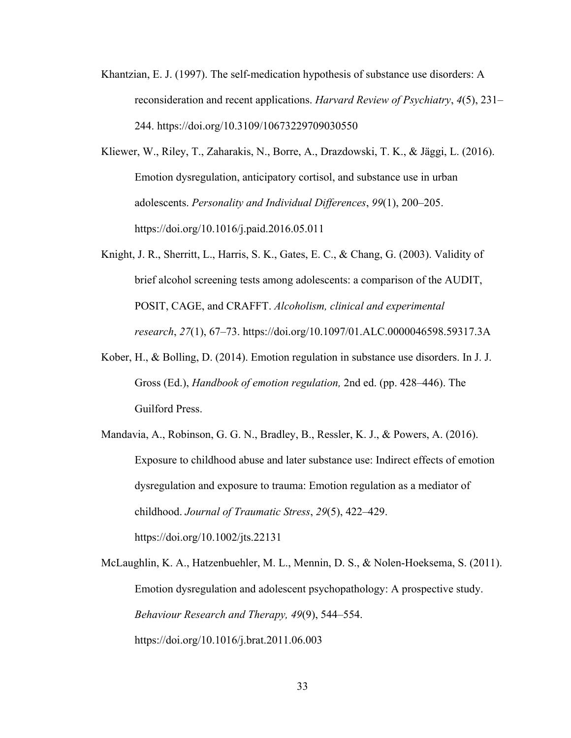Khantzian, E. J. (1997). The self-medication hypothesis of substance use disorders: A reconsideration and recent applications. *Harvard Review of Psychiatry*, *4*(5), 231–244. https://doi.org/10.3109/10673229709030550

Kliewer, W., Riley, T., Zaharakis, N., Borre, A., Drazdowski, T. K., & Jäggi, L. (2016). Emotion dysregulation, anticipatory cortisol, and substance use in urban adolescents. *Personality and Individual Differences*, *99*(1), 200–205. https://doi.org/10.1016/j.paid.2016.05.011

Knight, J. R., Sherritt, L., Harris, S. K., Gates, E. C., & Chang, G. (2003). Validity of brief alcohol screening tests among adolescents: a comparison of the AUDIT, POSIT, CAGE, and CRAFFT. *Alcoholism, clinical and experimental research*, *27*(1), 67–73. https://doi.org/10.1097/01.ALC.0000046598.59317.3A

Kober, H., & Bolling, D. (2014). Emotion regulation in substance use disorders. In J. J. Gross (Ed.), *Handbook of emotion regulation,* 2nd ed. (pp. 428–446). The Guilford Press.

Mandavia, A., Robinson, G. G. N., Bradley, B., Ressler, K. J., & Powers, A. (2016). Exposure to childhood abuse and later substance use: Indirect effects of emotion dysregulation and exposure to trauma: Emotion regulation as a mediator of childhood. *Journal of Traumatic Stress*, *29*(5), 422–429. https://doi.org/10.1002/jts.22131

McLaughlin, K. A., Hatzenbuehler, M. L., Mennin, D. S., & Nolen-Hoeksema, S. (2011). Emotion dysregulation and adolescent psychopathology: A prospective study. *Behaviour Research and Therapy, 49*(9), 544–554. https://doi.org/10.1016/j.brat.2011.06.003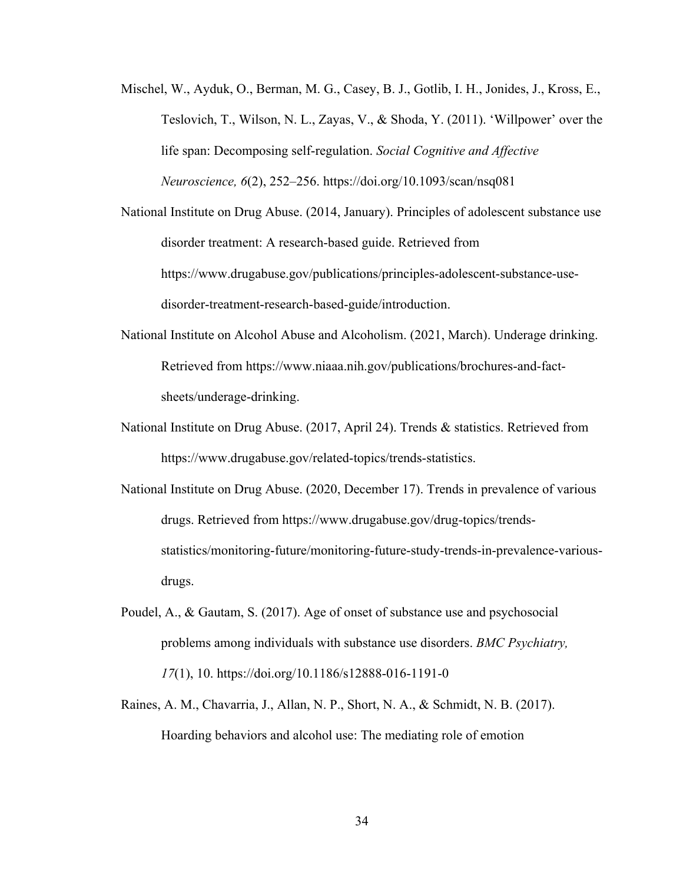Mischel, W., Ayduk, O., Berman, M. G., Casey, B. J., Gotlib, I. H., Jonides, J., Kross, E., Teslovich, T., Wilson, N. L., Zayas, V., & Shoda, Y. (2011). 'Willpower' over the life span: Decomposing self-regulation. *Social Cognitive and Affective Neuroscience, 6*(2), 252–256. https://doi.org/10.1093/scan/nsq081

National Institute on Drug Abuse. (2014, January). Principles of adolescent substance use disorder treatment: A research-based guide. Retrieved from https://www.drugabuse.gov/publications/principles-adolescent-substance-use-disorder-treatment-research-based-guide/introduction.

National Institute on Alcohol Abuse and Alcoholism. (2021, March). Underage drinking. Retrieved from https://www.niaaa.nih.gov/publications/brochures-and-fact-sheets/underage-drinking.

National Institute on Drug Abuse. (2017, April 24). Trends & statistics. Retrieved from https://www.drugabuse.gov/related-topics/trends-statistics.

National Institute on Drug Abuse. (2020, December 17). Trends in prevalence of various drugs. Retrieved from https://www.drugabuse.gov/drug-topics/trends-statistics/monitoring-future/monitoring-future-study-trends-in-prevalence-various-drugs.

Poudel, A., & Gautam, S. (2017). Age of onset of substance use and psychosocial problems among individuals with substance use disorders. *BMC Psychiatry, 17*(1), 10. https://doi.org/10.1186/s12888-016-1191-0

Raines, A. M., Chavarria, J., Allan, N. P., Short, N. A., & Schmidt, N. B. (2017). Hoarding behaviors and alcohol use: The mediating role of emotion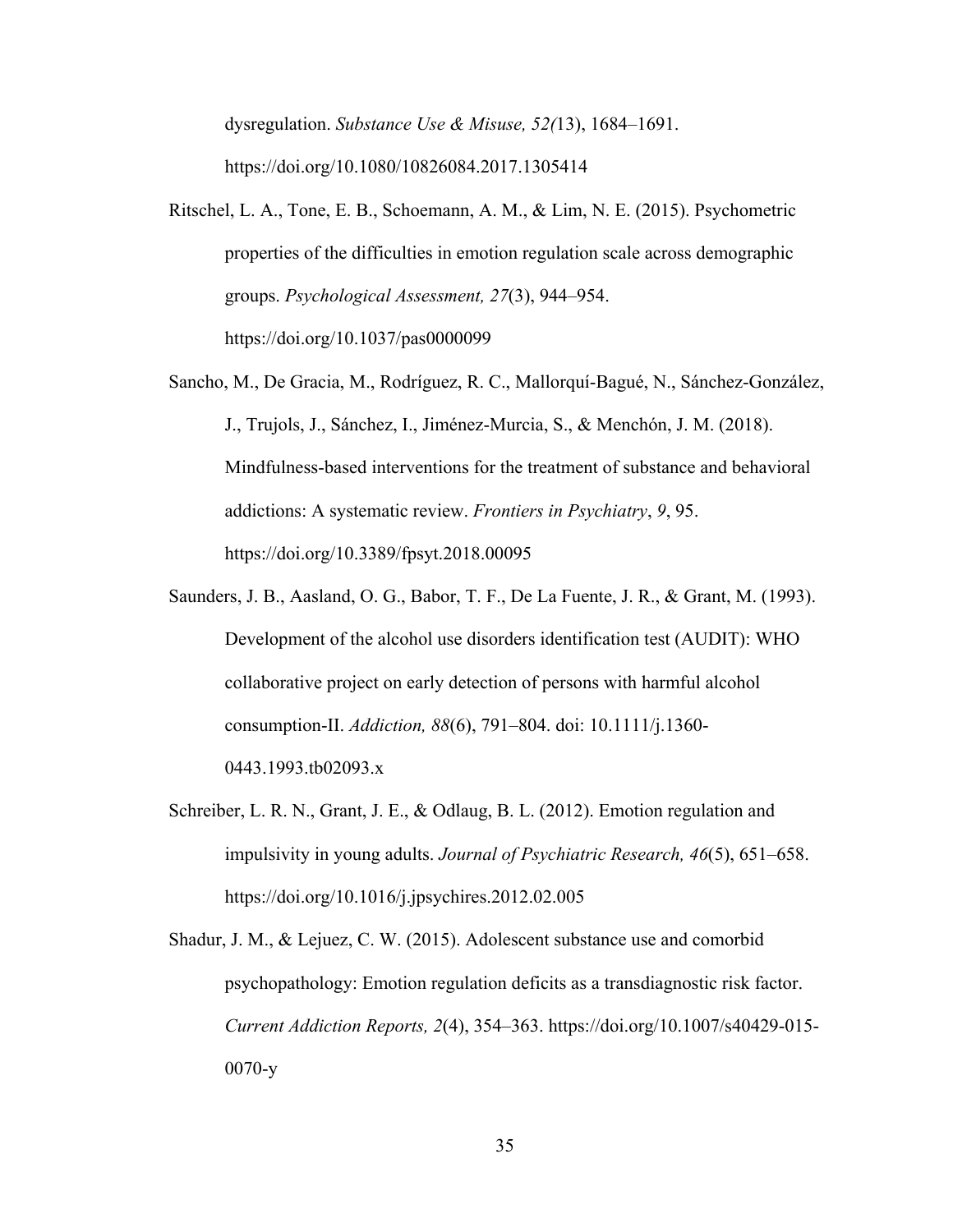dysregulation. *Substance Use & Misuse, 52(*13), 1684–1691. https://doi.org/10.1080/10826084.2017.1305414

Ritschel, L. A., Tone, E. B., Schoemann, A. M., & Lim, N. E. (2015). Psychometric properties of the difficulties in emotion regulation scale across demographic groups. *Psychological Assessment, 27*(3), 944–954. https://doi.org/10.1037/pas0000099

Sancho, M., De Gracia, M., Rodríguez, R. C., Mallorquí-Bagué, N., Sánchez-González, J., Trujols, J., Sánchez, I., Jiménez-Murcia, S., & Menchón, J. M. (2018). Mindfulness-based interventions for the treatment of substance and behavioral addictions: A systematic review. *Frontiers in Psychiatry*, *9*, 95. https://doi.org/10.3389/fpsyt.2018.00095

Saunders, J. B., Aasland, O. G., Babor, T. F., De La Fuente, J. R., & Grant, M. (1993). Development of the alcohol use disorders identification test (AUDIT): WHO collaborative project on early detection of persons with harmful alcohol consumption-II. *Addiction, 88*(6), 791–804. doi: 10.1111/j.1360-0443.1993.tb02093.x

Schreiber, L. R. N., Grant, J. E., & Odlaug, B. L. (2012). Emotion regulation and impulsivity in young adults. *Journal of Psychiatric Research, 46*(5), 651–658. https://doi.org/10.1016/j.jpsychires.2012.02.005

Shadur, J. M., & Lejuez, C. W. (2015). Adolescent substance use and comorbid psychopathology: Emotion regulation deficits as a transdiagnostic risk factor. *Current Addiction Reports, 2*(4), 354–363. https://doi.org/10.1007/s40429-015-0070-y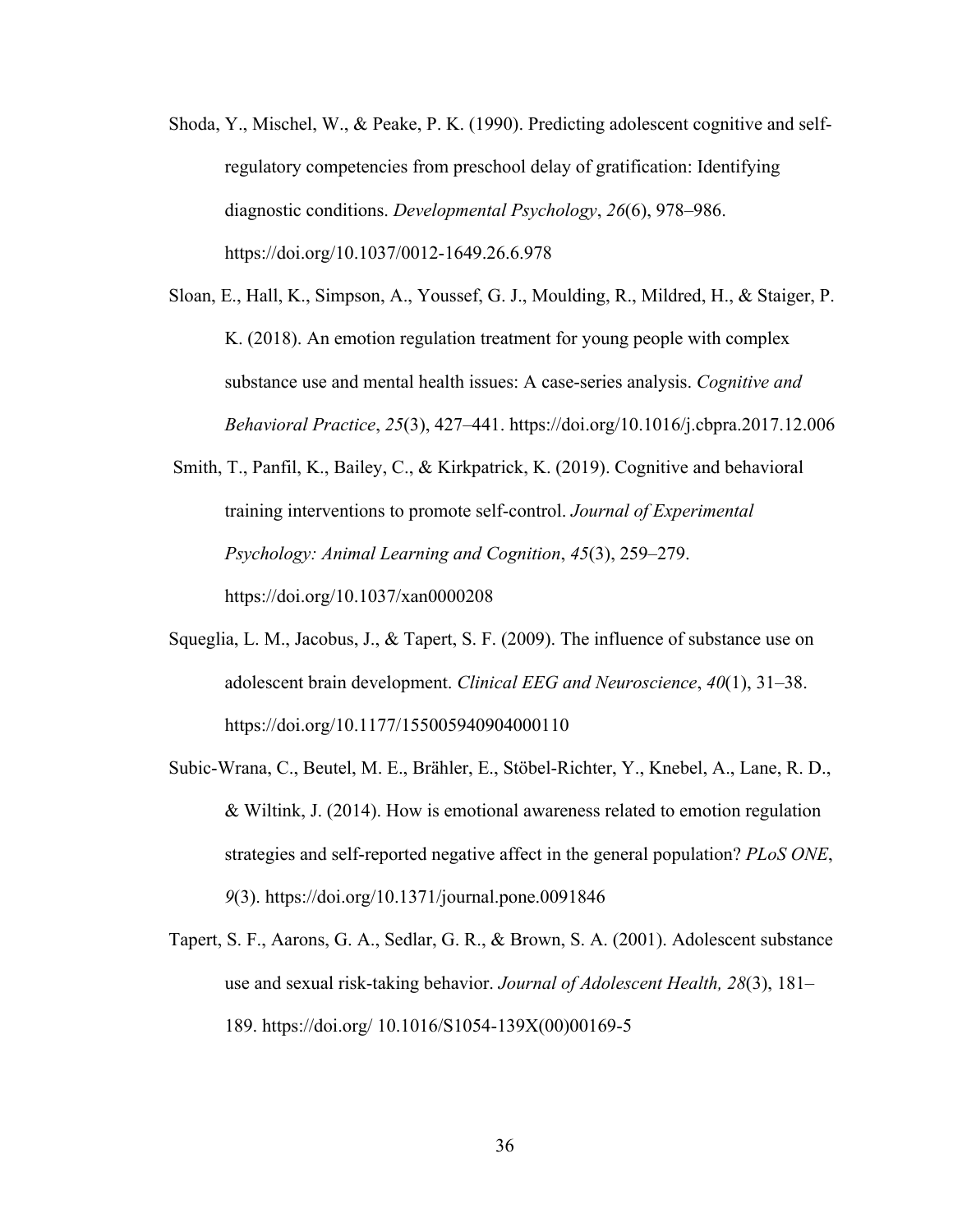Shoda, Y., Mischel, W., & Peake, P. K. (1990). Predicting adolescent cognitive and self-regulatory competencies from preschool delay of gratification: Identifying diagnostic conditions. *Developmental Psychology*, *26*(6), 978–986. https://doi.org/10.1037/0012-1649.26.6.978

Sloan, E., Hall, K., Simpson, A., Youssef, G. J., Moulding, R., Mildred, H., & Staiger, P. K. (2018). An emotion regulation treatment for young people with complex substance use and mental health issues: A case-series analysis. *Cognitive and Behavioral Practice*, *25*(3), 427–441. https://doi.org/10.1016/j.cbpra.2017.12.006

Smith, T., Panfil, K., Bailey, C., & Kirkpatrick, K. (2019). Cognitive and behavioral training interventions to promote self-control. *Journal of Experimental Psychology: Animal Learning and Cognition*, *45*(3), 259–279. https://doi.org/10.1037/xan0000208

Squeglia, L. M., Jacobus, J., & Tapert, S. F. (2009). The influence of substance use on adolescent brain development. *Clinical EEG and Neuroscience*, *40*(1), 31–38. https://doi.org/10.1177/155005940904000110

Subic-Wrana, C., Beutel, M. E., Brähler, E., Stöbel-Richter, Y., Knebel, A., Lane, R. D., & Wiltink, J. (2014). How is emotional awareness related to emotion regulation strategies and self-reported negative affect in the general population? *PLoS ONE*, *9*(3). https://doi.org/10.1371/journal.pone.0091846

Tapert, S. F., Aarons, G. A., Sedlar, G. R., & Brown, S. A. (2001). Adolescent substance use and sexual risk-taking behavior. *Journal of Adolescent Health, 28*(3), 181–189. https://doi.org/ 10.1016/S1054-139X(00)00169-5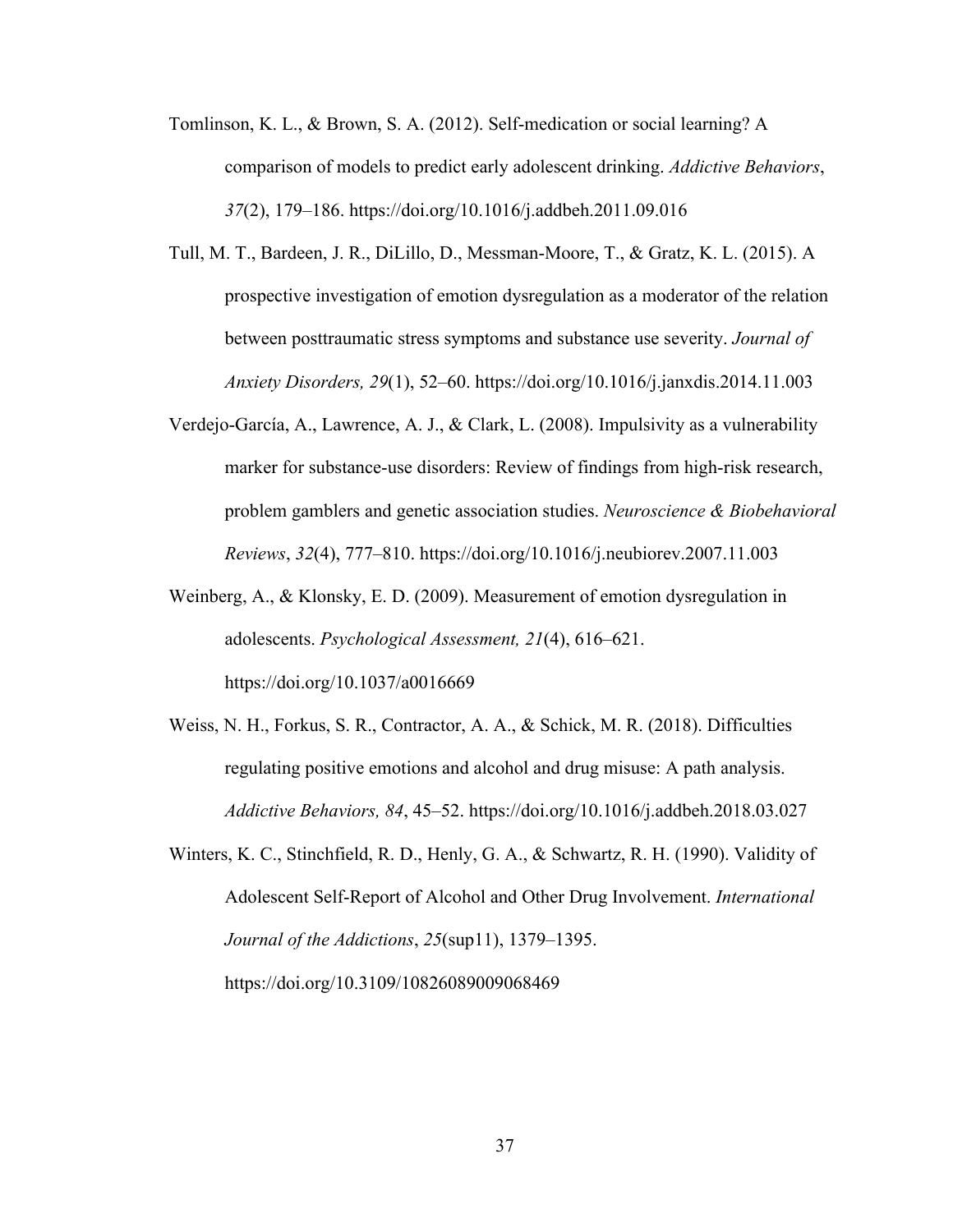Tomlinson, K. L., & Brown, S. A. (2012). Self-medication or social learning? A comparison of models to predict early adolescent drinking. *Addictive Behaviors*, *37*(2), 179–186. https://doi.org/10.1016/j.addbeh.2011.09.016

Tull, M. T., Bardeen, J. R., DiLillo, D., Messman-Moore, T., & Gratz, K. L. (2015). A prospective investigation of emotion dysregulation as a moderator of the relation between posttraumatic stress symptoms and substance use severity. *Journal of Anxiety Disorders, 29*(1), 52–60. https://doi.org/10.1016/j.janxdis.2014.11.003

Verdejo-García, A., Lawrence, A. J., & Clark, L. (2008). Impulsivity as a vulnerability marker for substance-use disorders: Review of findings from high-risk research, problem gamblers and genetic association studies. *Neuroscience & Biobehavioral Reviews*, *32*(4), 777–810. https://doi.org/10.1016/j.neubiorev.2007.11.003

Weinberg, A., & Klonsky, E. D. (2009). Measurement of emotion dysregulation in adolescents. *Psychological Assessment, 21*(4), 616–621. https://doi.org/10.1037/a0016669

Weiss, N. H., Forkus, S. R., Contractor, A. A., & Schick, M. R. (2018). Difficulties regulating positive emotions and alcohol and drug misuse: A path analysis. *Addictive Behaviors, 84*, 45–52. https://doi.org/10.1016/j.addbeh.2018.03.027

Winters, K. C., Stinchfield, R. D., Henly, G. A., & Schwartz, R. H. (1990). Validity of Adolescent Self-Report of Alcohol and Other Drug Involvement. *International Journal of the Addictions*, *25*(sup11), 1379–1395. https://doi.org/10.3109/10826089009068469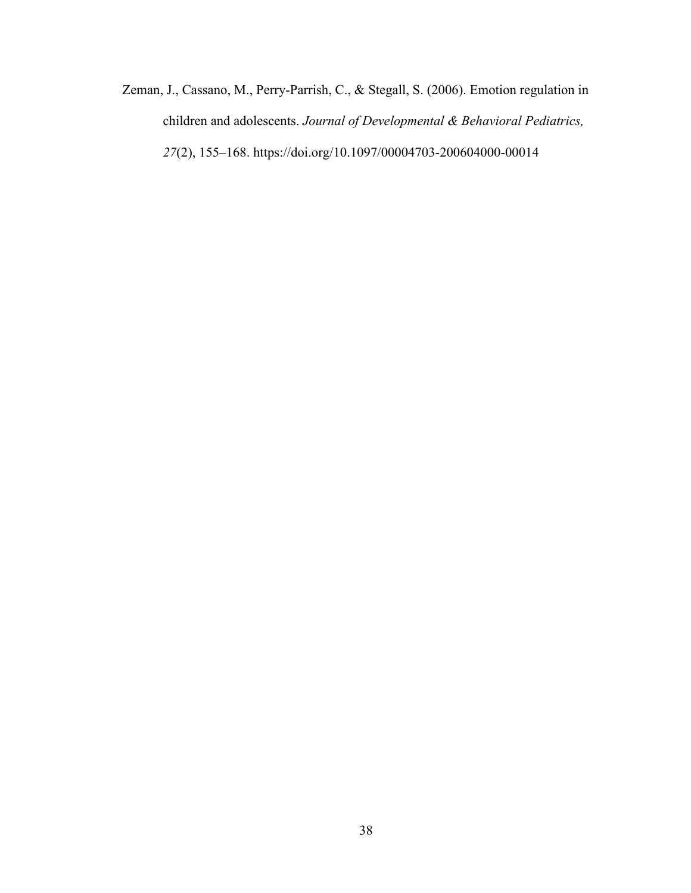Zeman, J., Cassano, M., Perry-Parrish, C., & Stegall, S. (2006). Emotion regulation in children and adolescents. *Journal of Developmental & Behavioral Pediatrics, 27*(2), 155–168. https://doi.org/10.1097/00004703-200604000-00014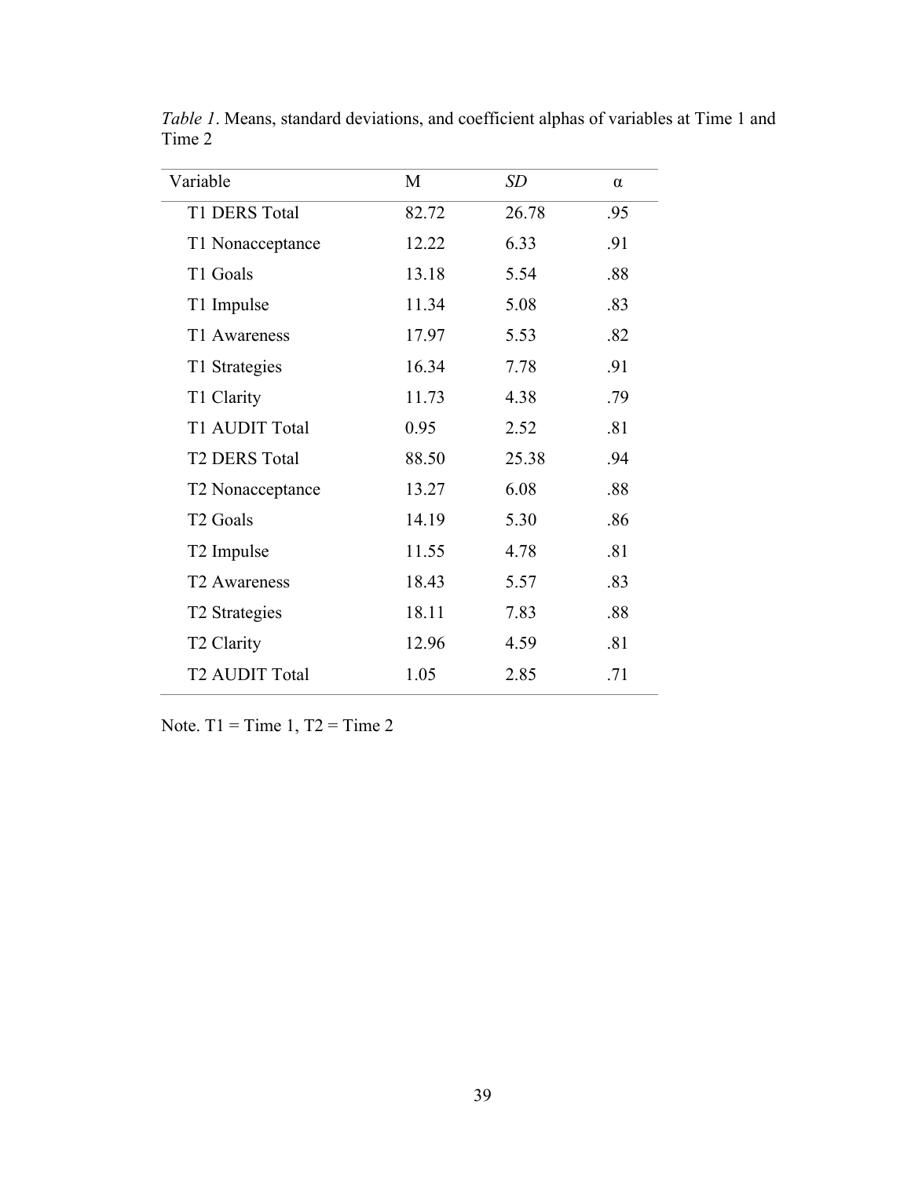*Table 1*. Means, standard deviations, and coefficient alphas of variables at Time 1 and Time 2

| Variable | M | *SD* | α |
|---|---|---|---|
| T1 DERS Total | 82.72 | 26.78 | .95 |
| T1 Nonacceptance | 12.22 | 6.33 | .91 |
| T1 Goals | 13.18 | 5.54 | .88 |
| T1 Impulse | 11.34 | 5.08 | .83 |
| T1 Awareness | 17.97 | 5.53 | .82 |
| T1 Strategies | 16.34 | 7.78 | .91 |
| T1 Clarity | 11.73 | 4.38 | .79 |
| T1 AUDIT Total | 0.95 | 2.52 | .81 |
| T2 DERS Total | 88.50 | 25.38 | .94 |
| T2 Nonacceptance | 13.27 | 6.08 | .88 |
| T2 Goals | 14.19 | 5.30 | .86 |
| T2 Impulse | 11.55 | 4.78 | .81 |
| T2 Awareness | 18.43 | 5.57 | .83 |
| T2 Strategies | 18.11 | 7.83 | .88 |
| T2 Clarity | 12.96 | 4.59 | .81 |
| T2 AUDIT Total | 1.05 | 2.85 | .71 |

Note. T1 = Time 1, T2 = Time 2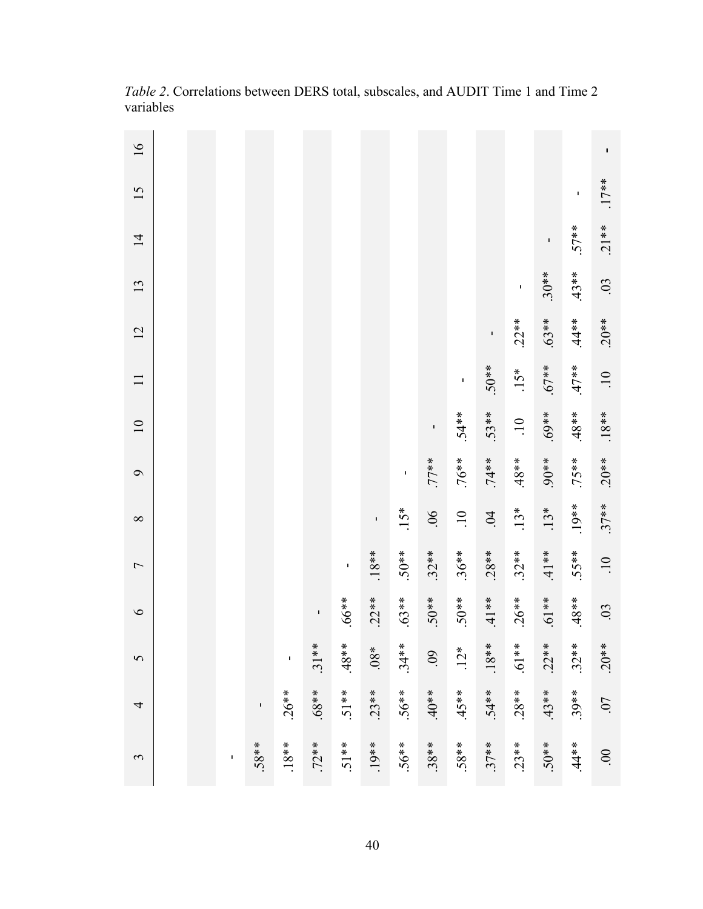*Table 2*. Correlations between DERS total, subscales, and AUDIT Time 1 and Time 2 variables

| 3 | 4 | 5 | 6 | 7 | 8 | 9 | 10 | 11 | 12 | 13 | 14 | 15 | 16 |
|---|---|---|---|---|---|---|---|---|---|---|---|---|---|
| | | | | | | | | | | | | | |
| | | | | | | | | | | | | | |
| - | | | | | | | | | | | | | |
| .58** | - | | | | | | | | | | | | |
| .18** | .26** | - | | | | | | | | | | | |
| .72** | .68** | .31** | - | | | | | | | | | | |
| .51** | .51** | .48** | .66** | - | | | | | | | | | |
| .19** | .23** | .08* | .22** | .18** | - | | | | | | | | |
| .56** | .56** | .34** | .63** | .50** | .15* | - | | | | | | | |
| .38** | .40** | .09 | .50** | .32** | .06 | .77** | - | | | | | | |
| .58** | .45** | .12* | .50** | .36** | .10 | .76** | .54** | - | | | | | |
| .37** | .54** | .18** | .41** | .28** | .04 | .74** | .53** | .50** | - | | | | |
| .23** | .28** | .61** | .26** | .32** | .13* | .48** | .10 | .15* | .22** | - | | | |
| .50** | .43** | .22** | .61** | .41** | .13* | .90** | .69** | .67** | .63** | .30** | - | | |
| .44** | .39** | .32** | .48** | .55** | .19** | .75** | .48** | .47** | .44** | .43** | .57** | - | |
| .00 | .07 | .20** | .03 | .10 | .37** | .20** | .18** | .10 | .20** | .03 | .21** | .17** | - |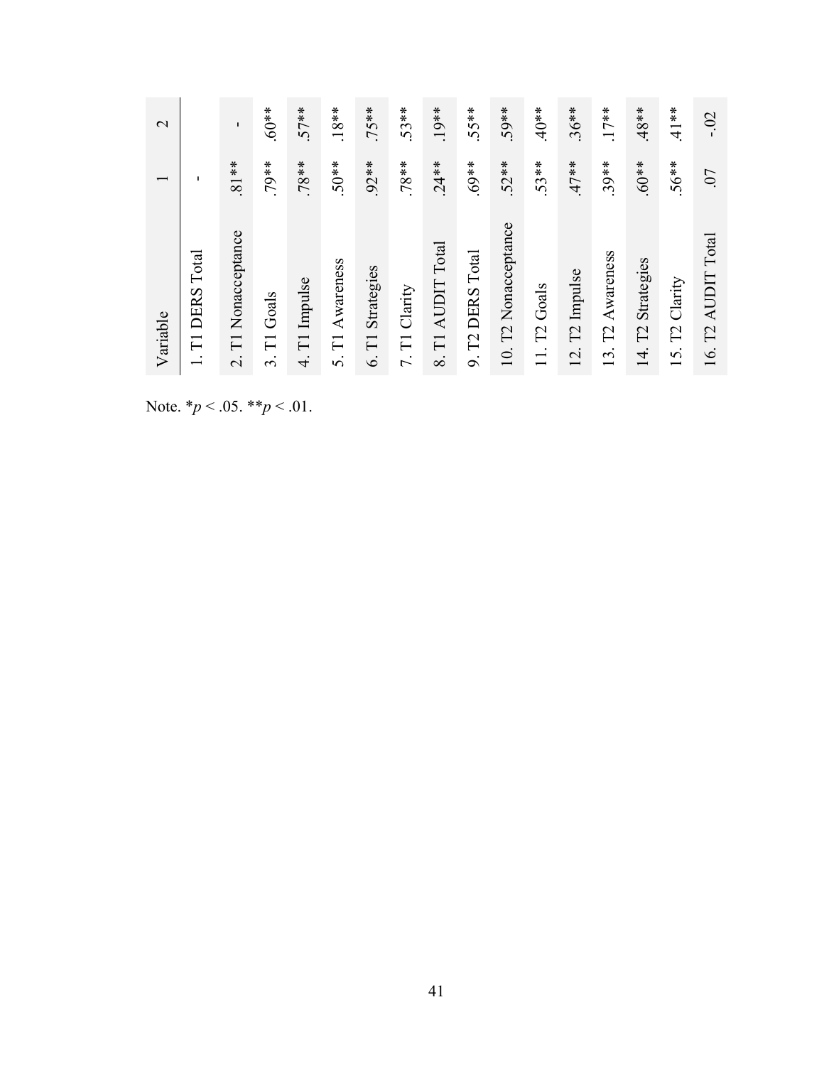| Variable | 1 | 2 |
|---|---|---|
| 1. T1 DERS Total | - | |
| 2. T1 Nonacceptance | .81** | - |
| 3. T1 Goals | .79** | .60** |
| 4. T1 Impulse | .78** | .57** |
| 5. T1 Awareness | .50** | .18** |
| 6. T1 Strategies | .92** | .75** |
| 7. T1 Clarity | .78** | .53** |
| 8. T1 AUDIT Total | .24** | .19** |
| 9. T2 DERS Total | .69** | .55** |
| 10. T2 Nonacceptance | .52** | .59** |
| 11. T2 Goals | .53** | .40** |
| 12. T2 Impulse | .47** | .36** |
| 13. T2 Awareness | .39** | .17** |
| 14. T2 Strategies | .60** | .48** |
| 15. T2 Clarity | .56** | .41** |
| 16. T2 AUDIT Total | .07 | -.02 |

Note. \*$p < .05$. \*\*$p < .01$.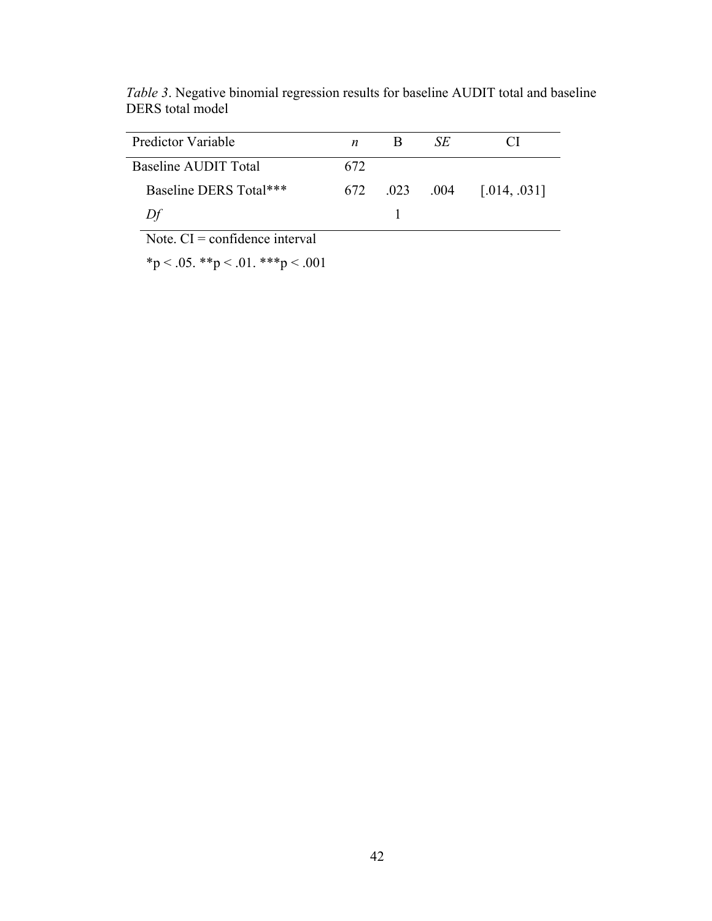*Table 3*. Negative binomial regression results for baseline AUDIT total and baseline DERS total model

| Predictor Variable | *n* | B | *SE* | CI |
|---|---|---|---|---|
| Baseline AUDIT Total | 672 | | | |
| Baseline DERS Total*** | 672 | .023 | .004 | [.014, .031] |
| *Df* | | 1 | | |

Note. CI = confidence interval

*p < .05. **p < .01. ***p < .001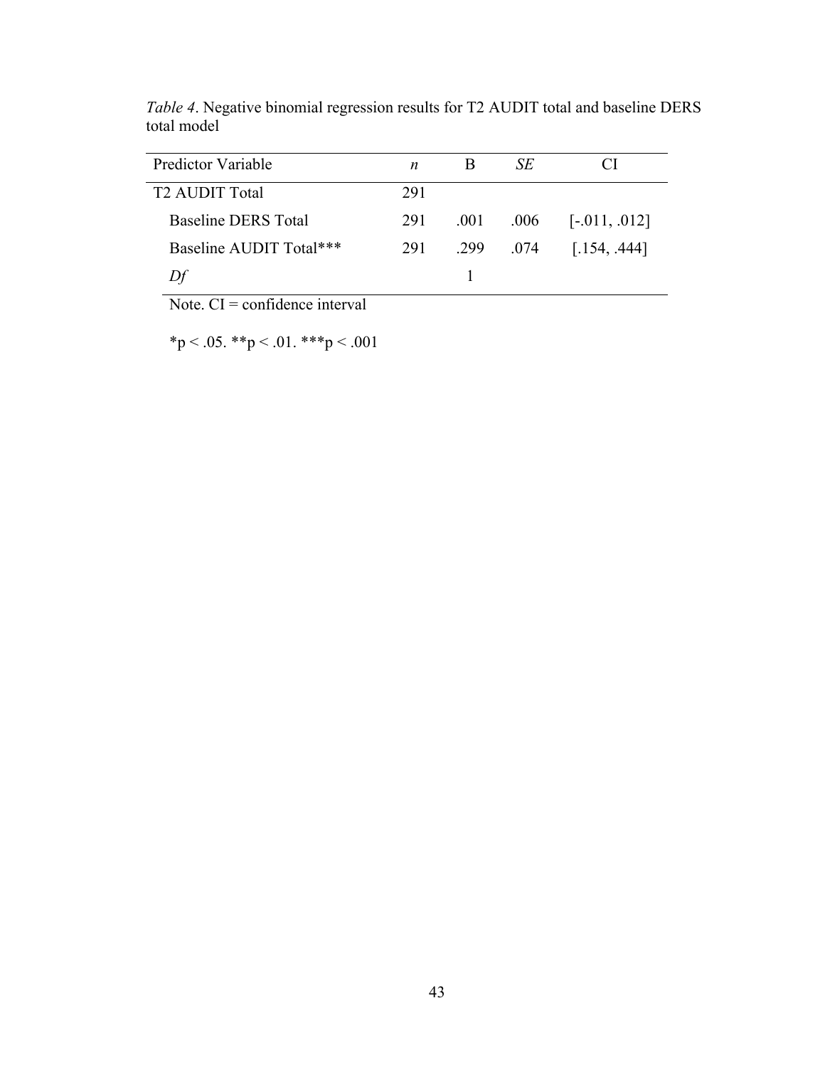*Table 4*. Negative binomial regression results for T2 AUDIT total and baseline DERS total model

| Predictor Variable | *n* | B | *SE* | CI |
|---|---|---|---|---|
| T2 AUDIT Total | 291 | | | |
| Baseline DERS Total | 291 | .001 | .006 | [-.011, .012] |
| Baseline AUDIT Total*** | 291 | .299 | .074 | [.154, .444] |
| *Df* | | 1 | | |

Note. CI = confidence interval

*p < .05. **p < .01. ***p < .001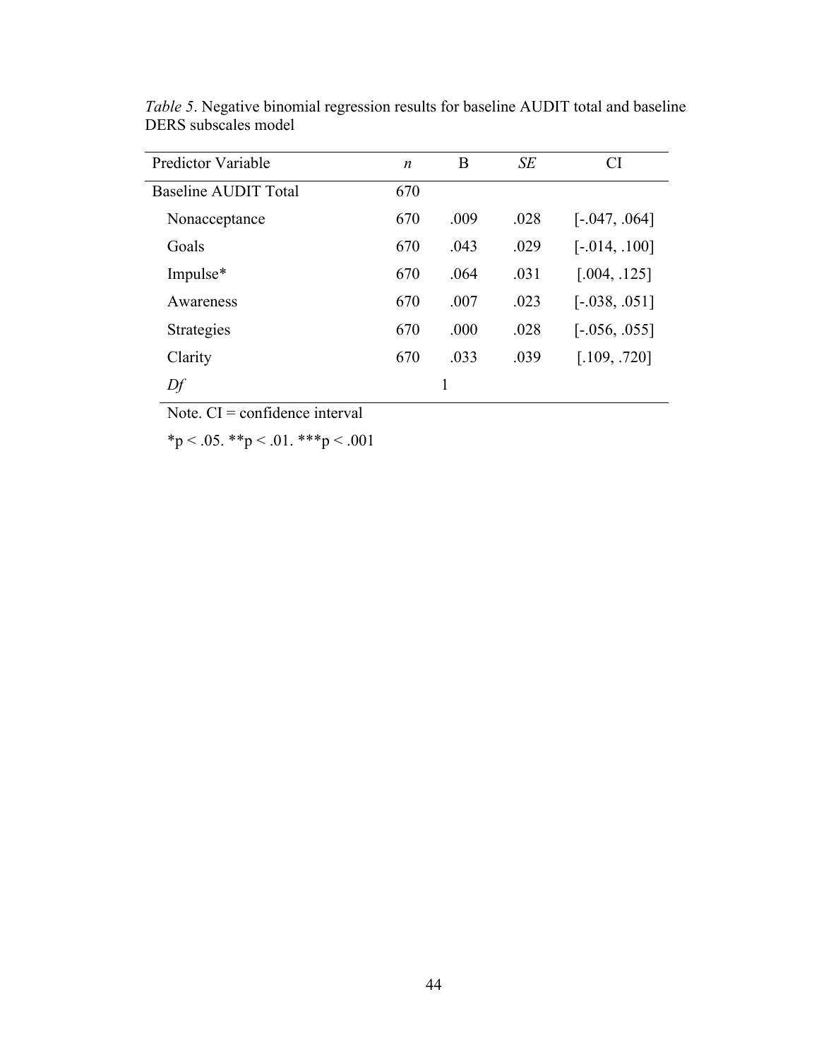*Table 5*. Negative binomial regression results for baseline AUDIT total and baseline DERS subscales model

| Predictor Variable | *n* | B | *SE* | CI |
|---|---|---|---|---|
| Baseline AUDIT Total | 670 | | | |
| Nonacceptance | 670 | .009 | .028 | [-.047, .064] |
| Goals | 670 | .043 | .029 | [-.014, .100] |
| Impulse* | 670 | .064 | .031 | [.004, .125] |
| Awareness | 670 | .007 | .023 | [-.038, .051] |
| Strategies | 670 | .000 | .028 | [-.056, .055] |
| Clarity | 670 | .033 | .039 | [.109, .720] |
| *Df* | | 1 | | |

Note. CI = confidence interval

*p < .05. **p < .01. ***p < .001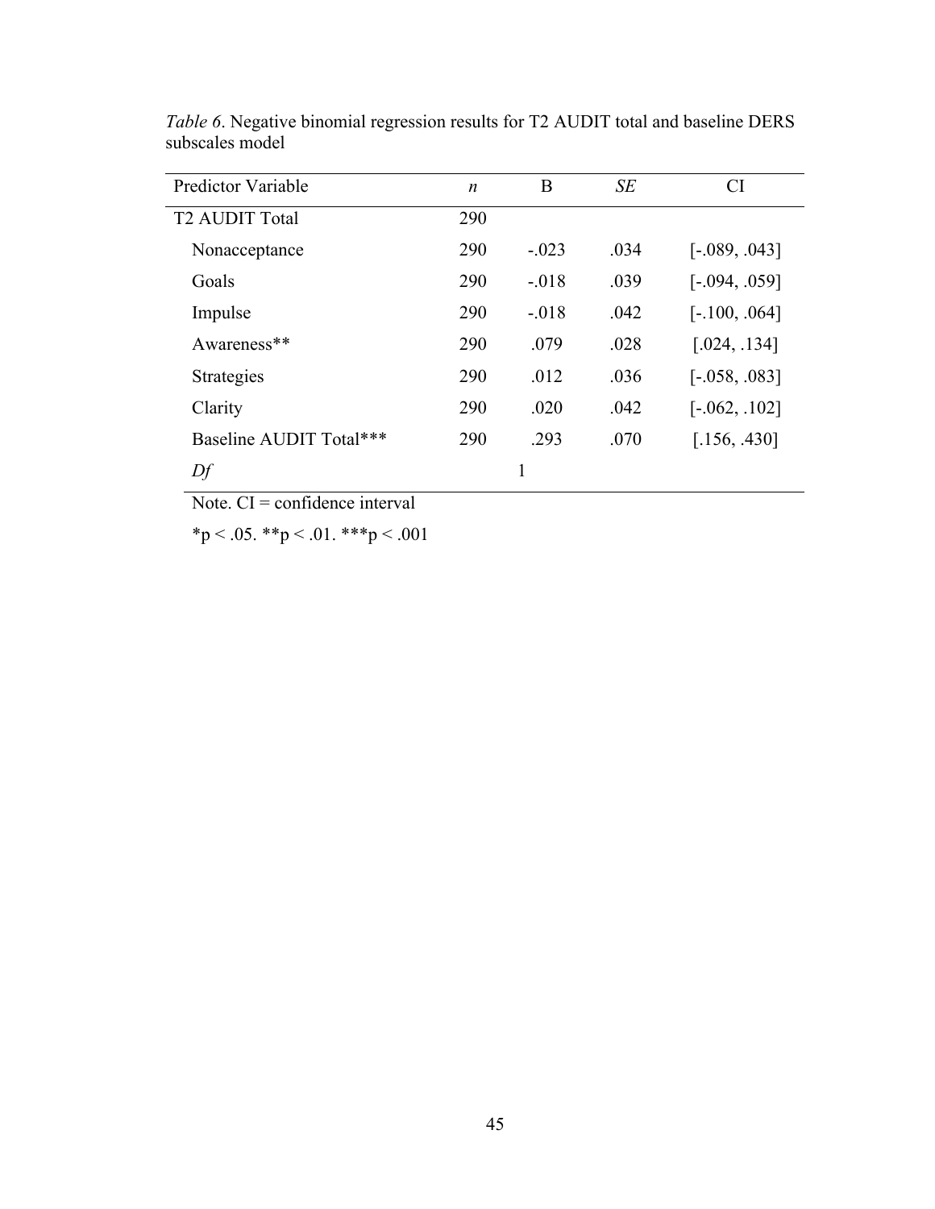*Table 6*. Negative binomial regression results for T2 AUDIT total and baseline DERS subscales model

| Predictor Variable | *n* | B | *SE* | CI |
|---|---|---|---|---|
| T2 AUDIT Total | 290 | | | |
| Nonacceptance | 290 | -.023 | .034 | [-.089, .043] |
| Goals | 290 | -.018 | .039 | [-.094, .059] |
| Impulse | 290 | -.018 | .042 | [-.100, .064] |
| Awareness** | 290 | .079 | .028 | [.024, .134] |
| Strategies | 290 | .012 | .036 | [-.058, .083] |
| Clarity | 290 | .020 | .042 | [-.062, .102] |
| Baseline AUDIT Total*** | 290 | .293 | .070 | [.156, .430] |
| *Df* | | 1 | | |

Note. CI = confidence interval

*p < .05. **p < .01. ***p < .001